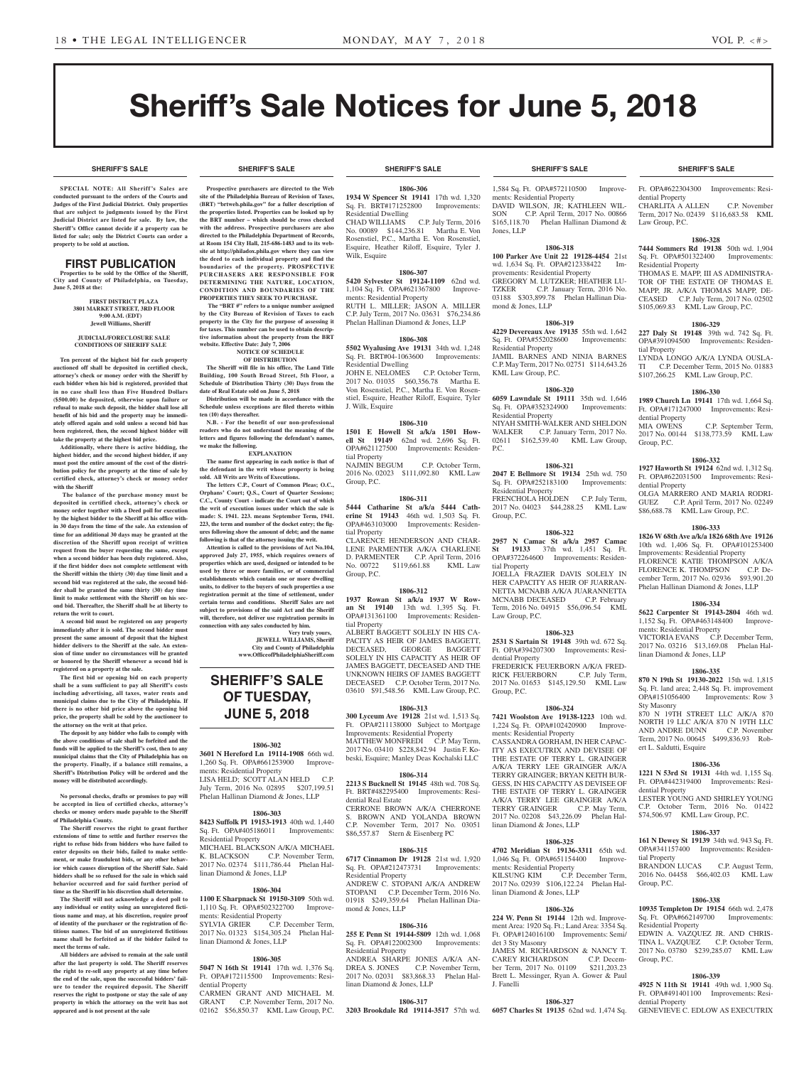# Sheriff's Sale Notices for June 5, 2018

## SHERIFF'S SALE

**SPECIAL NOTE: All Sheriff's Sales are conducted pursuant to the orders of the Courts and Judges of the First Judicial District. Only properties that are subject to judgments issued by the First Judicial District are listed for sale. By law, the Sheriff's Office cannot decide if a property can be listed for sale; only the District Courts can order a property to be sold at auction.**

## FIRST PUBLICATION

**Properties to be sold by the Office of the Sheriff, City and County of Philadelphia, on Tuesday, June 5, 2018 at the:**

**FIRST DISTRICT PLAZA**
**3801 MARKET STREET, 3RD FLOOR**
**9:00 A.M. (EDT)**
**Jewell Williams, Sheriff**

**JUDICIAL/FORECLOSURE SALE CONDITIONS OF SHERIFF SALE**

**Ten percent of the highest bid for each property auctioned off shall be deposited in certified check, attorney's check or money order with the Sheriff by each bidder when his bid is registered, provided that in no case shall less than Five Hundred Dollars ($500.00) be deposited, otherwise upon failure or refusal to make such deposit, the bidder shall lose all benefit of his bid and the property may be immediately offered again and sold unless a second bid has been registered, then, the second highest bidder will take the property at the highest bid price.**

**Additionally, where there is active bidding, the highest bidder, and the second highest bidder, if any must post the entire amount of the cost of the distribution policy for the property at the time of sale by certified check, attorney's check or money order with the Sheriff**

**The balance of the purchase money must be deposited in certified check, attorney's check or money order together with a Deed poll for execution by the highest bidder to the Sheriff at his office within 30 days from the time of the sale. An extension of time for an additional 30 days may be granted at the discretion of the Sheriff upon receipt of written request from the buyer requesting the same, except when a second bidder has been duly registered. Also, if the first bidder does not complete settlement with the Sheriff within the thirty (30) day time limit and a second bid was registered at the sale, the second bidder shall be granted the same thirty (30) day time limit to make settlement with the Sheriff on his second bid. Thereafter, the Sheriff shall be at liberty to return the writ to court.**

**A second bid must be registered on any property immediately after it is sold. The second bidder must present the same amount of deposit that the highest bidder delivers to the Sheriff at the sale. An extension of time under no circumstances will be granted or honored by the Sheriff whenever a second bid is registered on a property at the sale.**

**The first bid or opening bid on each property shall be a sum sufficient to pay all Sheriff's costs including advertising, all taxes, water rents and municipal claims due to the City of Philadelphia. If there is no other bid price above the opening bid price, the property shall be sold by the auctioneer to the attorney on the writ at that price.**

**The deposit by any bidder who fails to comply with the above conditions of sale shall be forfeited and the funds will be applied to the Sheriff's cost, then to any municipal claims that the City of Philadelphia has on the property. Finally, if a balance still remains, a Sheriff's Distribution Policy will be ordered and the money will be distributed accordingly.**

**No personal checks, drafts or promises to pay will be accepted in lieu of certified checks, attorney's checks or money orders made payable to the Sheriff of Philadelphia County.**

**The Sheriff reserves the right to grant further extensions of time to settle and further reserves the right to refuse bids from bidders who have failed to enter deposits on their bids, failed to make settlement, or make fraudulent bids, or any other behavior which causes disruption of the Sheriff Sale. Said bidders shall be so refused for the sale in which said behavior occurred and for said further period of time as the Sheriff in his discretion shall determine.**

**The Sheriff will not acknowledge a deed poll to any individual or entity using an unregistered fictitious name and may, at his discretion, require proof of identity of the purchaser or the registration of fictitious names. The bid of an unregistered fictitious name shall be forfeited as if the bidder failed to meet the terms of sale.**

**All bidders are advised to remain at the sale until after the last property is sold. The Sheriff reserves the right to re-sell any property at any time before the end of the sale, upon the successful bidders' failure to tender the required deposit. The Sheriff reserves the right to postpone or stay the sale of any property in which the attorney on the writ has not appeared and is not present at the sale**

**Prospective purchasers are directed to the Web site of the Philadelphia Bureau of Revision of Taxes, (BRT) "brtweb.phila.gov" for a fuller description of the properties listed. Properties can be looked up by the BRT number – which should be cross checked with the address. Prospective purchasers are also directed to the Philadelphia Department of Records, at Room 154 City Hall, 215-686-1483 and to its website at http://philadox.phila.gov where they can view the deed to each individual property and find the boundaries of the property. PROSPECTIVE PURCHASERS ARE RESPONSIBLE FOR DETERMINING THE NATURE, LOCATION, CONDITION AND BOUNDARIES OF THE PROPERTIES THEY SEEK TO PURCHASE.**

**The "BRT #" refers to a unique number assigned by the City Bureau of Revision of Taxes to each property in the City for the purpose of assessing it for taxes. This number can be used to obtain descriptive information about the property from the BRT website. Effective Date: July 7, 2006**

**NOTICE OF SCHEDULE OF DISTRIBUTION**

**The Sheriff will file in his office, The Land Title Building, 100 South Broad Street, 5th Floor, a Schedule of Distribution Thirty (30) Days from the date of Real Estate sold on June 5, 2018**

**Distribution will be made in accordance with the Schedule unless exceptions are filed thereto within ten (10) days thereafter.**

**N.B. - For the benefit of our non-professional readers who do not understand the meaning of the letters and figures following the defendant's names, we make the following.**

**EXPLANATION**

**The name first appearing in each notice is that of the defendant in the writ whose property is being sold. All Writs are Writs of Executions.**

**The letters C.P., Court of Common Pleas; O.C., Orphans' Court; Q.S., Court of Quarter Sessions; C.C., County Court - indicate the Court out of which the writ of execution issues under which the sale is made: S. 1941. 223. means September Term, 1941. 223, the term and number of the docket entry; the figures following show the amount of debt; and the name following is that of the attorney issuing the writ.**

**Attention is called to the provisions of Act No.104, approved July 27, 1955, which requires owners of properties which are used, designed or intended to be used by three or more families, or of commercial establishments which contain one or more dwelling units, to deliver to the buyers of such properties a use registration permit at the time of settlement, under certain terms and conditions. Sheriff Sales are not subject to provisions of the said Act and the Sheriff will, therefore, not deliver use registration permits in connection with any sales conducted by him.**

**Very truly yours,**
**JEWELL WILLIAMS, Sheriff**
**City and County of Philadelphia**
**www.OfficeofPhiladelphiaSheriff.com**

## SHERIFF'S SALE OF TUESDAY, JUNE 5, 2018

**1806-302**
**3601 N Hereford Ln 19114-1908** 66th wd. 1,260 Sq. Ft. OPA#661253900 Improvements: Residential Property
LISA HELD; SCOTT ALAN HELD C.P. July Term, 2016 No. 02895 $207,199.51 Phelan Hallinan Diamond & Jones, LLP

**1806-303**
**8423 Suffolk Pl 19153-1913** 40th wd. 1,440 Sq. Ft. OPA#405186011 Improvements: Residential Property
MICHAEL BLACKSON A/K/A MICHAEL K. BLACKSON C.P. November Term, 2017 No. 02374 $111,786.44 Phelan Hallinan Diamond & Jones, LLP

**1806-304**
**1100 E Sharpnack St 19150-3109** 50th wd. 1,110 Sq. Ft. OPA#502322700 Improvements: Residential Property
SYLVIA GRIER C.P. December Term, 2017 No. 01323 $154,305.24 Phelan Hallinan Diamond & Jones, LLP

**1806-305**
**5047 N 16th St 19141** 17th wd. 1,376 Sq. Ft. OPA#172115500 Improvements: Residential Property
CARMEN GRANT AND MICHAEL M. GRANT C.P. November Term, 2017 No. 02162 $56,850.37 KML Law Group, P.C.

**1806-306**
**1934 W Spencer St 19141** 17th wd. 1,320 Sq. Ft. BRT#171252800 Improvements: Residential Dwelling
CHAD WILLIAMS C.P. July Term, 2016 No. 00089 $144,236.81 Martha E. Von Rosenstiel, P.C., Martha E. Von Rosenstiel, Esquire, Heather Riloff, Esquire, Tyler J. Wilk, Esquire

**1806-307**
**5420 Sylvester St 19124-1109** 62nd wd. 1,104 Sq. Ft. OPA#621367800 Improvements: Residential Property
RUTH L. MILLER; JASON A. MILLER C.P. July Term, 2017 No. 03631 $76,234.86 Phelan Hallinan Diamond & Jones, LLP

**1806-308**
**5502 Wyalusing Ave 19131** 34th wd. 1,248 Sq. Ft. BRT#04-1063600 Improvements: Residential Dwelling
JOHN E. NELOMES C.P. October Term, 2017 No. 01035 $60,356.78 Martha E. Von Rosenstiel, P.C., Martha E. Von Rosenstiel, Esquire, Heather Riloff, Esquire, Tyler J. Wilk, Esquire

**1806-310**
**1501 E Howell St a/k/a 1501 Howell St 19149** 62nd wd. 2,696 Sq. Ft. OPA#621127500 Improvements: Residential Property
NAJMIN BEGUM C.P. October Term, 2016 No. 02023 $111,092.80 KML Law Group, P.C.

**1806-311**
**5444 Catharine St a/k/a 5444 Catherine St 19143** 46th wd. 1,503 Sq. Ft. OPA#463103000 Improvements: Residential Property
CLARENCE HENDERSON AND CHARLENE PARMENTER A/K/A CHARLENE D. PARMENTER C.P. April Term, 2016 No. 00722 $119,661.88 KML Law Group, P.C.

**1806-312**
**1937 Rowan St a/k/a 1937 W Rowan St 19140** 13th wd. 1,395 Sq. Ft. OPA#131361100 Improvements: Residential Property
ALBERT BAGGETT SOLELY IN HIS CAPACITY AS HEIR OF JAMES BAGGETT, DECEASED, GEORGE BAGGETT SOLELY IN HIS CAPACITY AS HEIR OF JAMES BAGGETT, DECEASED AND THE UNKNOWN HEIRS OF JAMES BAGGETT DECEASED C.P. October Term, 2017 No. 03610 $91,548.56 KML Law Group, P.C.

**1806-313**
**300 Lyceum Ave 19128** 21st wd. 1,513 Sq. Ft. OPA#211138000 Subject to Mortgage Improvements: Residential Property
MATTHEW MONFREDI C.P. May Term, 2017 No. 03410 $228,842.94 Justin F. Kobeski, Esquire; Manley Deas Kochalski LLC

**1806-314**
**2213 S Bucknell St 19145** 48th wd. 708 Sq. Ft. BRT#482295400 Improvements: Residential Real Estate
CERRONE BROWN A/K/A CHERRONE S. BROWN AND YOLANDA BROWN C.P. November Term, 2017 No. 03051 $86,557.87 Stern & Eisenberg PC

**1806-315**
**6717 Cinnamon Dr 19128** 21st wd. 1,920 Sq. Ft. OPA#212473731 Improvements: Residential Property
ANDREW C. STOPANI A/K/A ANDREW STOPANI C.P. December Term, 2016 No. 01918 $249,359.64 Phelan Hallinan Diamond & Jones, LLP

**1806-316**
**255 E Penn St 19144-5809** 12th wd. 1,068 Sq. Ft. OPA#122002300 Improvements: Residential Property
ANDREA SHARPE JONES A/K/A ANDREA S. JONES C.P. November Term, 2017 No. 02031 $83,868.33 Phelan Hallinan Diamond & Jones, LLP

**1806-317**
**3203 Brookdale Rd 19114-3517** 57th wd. 1,584 Sq. Ft. OPA#572110500 Improvements: Residential Property
DAVID WILSON, JR; KATHLEEN WILSON C.P. April Term, 2017 No. 00866 $165,118.70 Phelan Hallinan Diamond & Jones, LLP

**1806-318**
**100 Parker Ave Unit 22 19128-4454** 21st wd. 1,634 Sq. Ft. OPA#212338422 Improvements: Residential Property
GREGORY M. LUTZKER; HEATHER LUTZKER C.P. January Term, 2016 No. 03188 $303,899.78 Phelan Hallinan Diamond & Jones, LLP

**1806-319**
**4229 Devereaux Ave 19135** 55th wd. 1,642 Sq. Ft. OPA#552028600 Improvements: Residential Property
JAMIL BARNES AND NINJA BARNES C.P. May Term, 2017 No. 02751 $114,643.26 KML Law Group, P.C.

**1806-320**
**6059 Lawndale St 19111** 35th wd. 1,646 Sq. Ft. OPA#352324900 Improvements: Residential Property
NIYAH SMITH-WALKER AND SHELDON WALKER C.P. January Term, 2017 No. 02611 $162,539.40 KML Law Group, P.C.

**1806-321**
**2047 E Bellmore St 19134** 25th wd. 750 Sq. Ft. OPA#252183100 Improvements: Residential Property
FRENCHOLA HOLDEN C.P. July Term, 2017 No. 04023 $44,288.25 KML Law Group, P.C.

**1806-322**
**2957 N Camac St a/k/a 2957 Camac St 19133** 37th wd. 1,451 Sq. Ft. OPA#372264600 Improvements: Residential Property
JOELLA FRAZIER DAVIS SOLELY IN HER CAPACITY AS HEIR OF JUARRANNETTA MCNABB A/K/A JUARANNETTA MCNABB DECEASED C.P. February Term, 2016 No. 04915 $56,096.54 KML Law Group, P.C.

**1806-323**
**2531 S Sartain St 19148** 39th wd. 672 Sq. Ft. OPA#394207300 Improvements: Residential Property
FREDERICK FEUERBORN A/K/A FREDRICK FEUERBORN C.P. July Term, 2017 No. 01653 $145,129.50 KML Law Group, P.C.

**1806-324**
**7421 Woolston Ave 19138-1223** 10th wd. 1,224 Sq. Ft. OPA#102420900 Improvements: Residential Property
CASSANDRA GORHAM, IN HER CAPACITY AS EXECUTRIX AND DEVISEE OF THE ESTATE OF TERRY L. GRAINGER A/K/A TERRY LEE GRAINGER A/K/A TERRY GRAINGER; BRYAN KEITH BURGESS, IN HIS CAPACITY AS DEVISEE OF THE ESTATE OF TERRY L. GRAINGER A/K/A TERRY LEE GRAINGER A/K/A TERRY GRAINGER C.P. May Term, 2017 No. 02208 $43,226.09 Phelan Hallinan Diamond & Jones, LLP

**1806-325**
**4702 Meridian St 19136-3311** 65th wd. 1,046 Sq. Ft. OPA#651154400 Improvements: Residential Property
KILSUNG KIM C.P. December Term, 2017 No. 02939 $106,122.24 Phelan Hallinan Diamond & Jones, LLP

**1806-326**
**224 W. Penn St 19144** 12th wd. Improvement Area: 1920 Sq. Ft.; Land Area: 3354 Sq. Ft. OPA#124016100 Improvements: Semi/det 3 Sty Masonry
JAMES M. RICHARDSON & NANCY T. CAREY RICHARDSON C.P. December Term, 2017 No. 01109 $211,203.23 Brett L. Messinger, Ryan A. Gower & Paul J. Fanelli

**1806-327**
**6057 Charles St 19135** 62nd wd. 1,474 Sq. Ft. OPA#622304300 Improvements: Residential Property
CHARLITA A ALLEN C.P. November Term, 2017 No. 02439 $116,683.58 KML Law Group, P.C.

**1806-328**
**7444 Sommers Rd 19138** 50th wd. 1,904 Sq. Ft. OPA#501322400 Improvements: Residential Property
THOMAS E. MAPP, III AS ADMINISTRATOR OF THE ESTATE OF THOMAS E. MAPP, JR. A/K/A THOMAS MAPP, DECEASED C.P. July Term, 2017 No. 02502 $105,069.83 KML Law Group, P.C.

**1806-329**
**227 Daly St 19148** 39th wd. 742 Sq. Ft. OPA#391094500 Improvements: Residential Property
LYNDA LONGO A/K/A LYNDA OUSLATI C.P. December Term, 2015 No. 01883 $107,266.25 KML Law Group, P.C.

**1806-330**
**1989 Church Ln 19141** 17th wd. 1,664 Sq. Ft. OPA#171247000 Improvements: Residential Property
MIA OWENS C.P. September Term, 2017 No. 00144 $138,773.59 KML Law Group, P.C.

**1806-332**
**1927 Haworth St 19124** 62nd wd. 1,312 Sq. Ft. OPA#622031500 Improvements: Residential Property
OLGA MARRERO AND MARIA RODRIGUEZ C.P. April Term, 2017 No. 02249 $86,688.78 KML Law Group, P.C.

**1806-333**
**1826 W 68th Ave a/k/a 1826 68th Ave 19126** 10th wd. 1,406 Sq. Ft. OPA#101253400 Improvements: Residential Property
FLORENCE KATIE THOMPSON A/K/A FLORENCE K. THOMPSON C.P. December Term, 2017 No. 02936 $93,901.20 Phelan Hallinan Diamond & Jones, LLP

**1806-334**
**5622 Carpenter St 19143-2804** 46th wd. 1,152 Sq. Ft. OPA#463148400 Improvements: Residential Property
VICTORIA EVANS C.P. December Term, 2017 No. 03216 $13,169.08 Phelan Hallinan Diamond & Jones, LLP

**1806-335**
**870 N 19th St 19130-2022** 15th wd. 1,815 Sq. Ft. land area; 2,448 Sq. Ft. improvement OPA#151056400 Improvements: Row 3 Sty Masonry
870 N 19TH STREET LLC A/K/A 870 NORTH 19 LLC A/K/A 870 N 19TH LLC AND ANDRE DUNN C.P. November Term, 2017 No. 00645 $499,836.93 Robert L. Saldutti, Esquire

**1806-336**
**1221 N 53rd St 19131** 44th wd. 1,155 Sq. Ft. OPA#442319400 Improvements: Residential Property
LESTER YOUNG AND SHIRLEY YOUNG C.P. October Term, 2016 No. 01422 $74,506.97 KML Law Group, P.C.

**1806-337**
**161 N Dewey St 19139** 34th wd. 943 Sq. Ft. OPA#341157400 Improvements: Residential Property
BRANDON LUCAS C.P. August Term, 2016 No. 04458 $66,402.03 KML Law Group, P.C.

**1806-338**
**10935 Templeton Dr 19154** 66th wd. 2,478 Sq. Ft. OPA#662149700 Improvements: Residential Property
EDWIN A. VAZQUEZ JR. AND CHRISTINA L. VAZQUEZ C.P. October Term, 2017 No. 03780 $239,285.07 KML Law Group, P.C.

**1806-339**
**4925 N 11th St 19141** 49th wd. 1,900 Sq. Ft. OPA#491401100 Improvements: Residential Property
GENEVIEVE C. EDLOW AS EXECUTRIX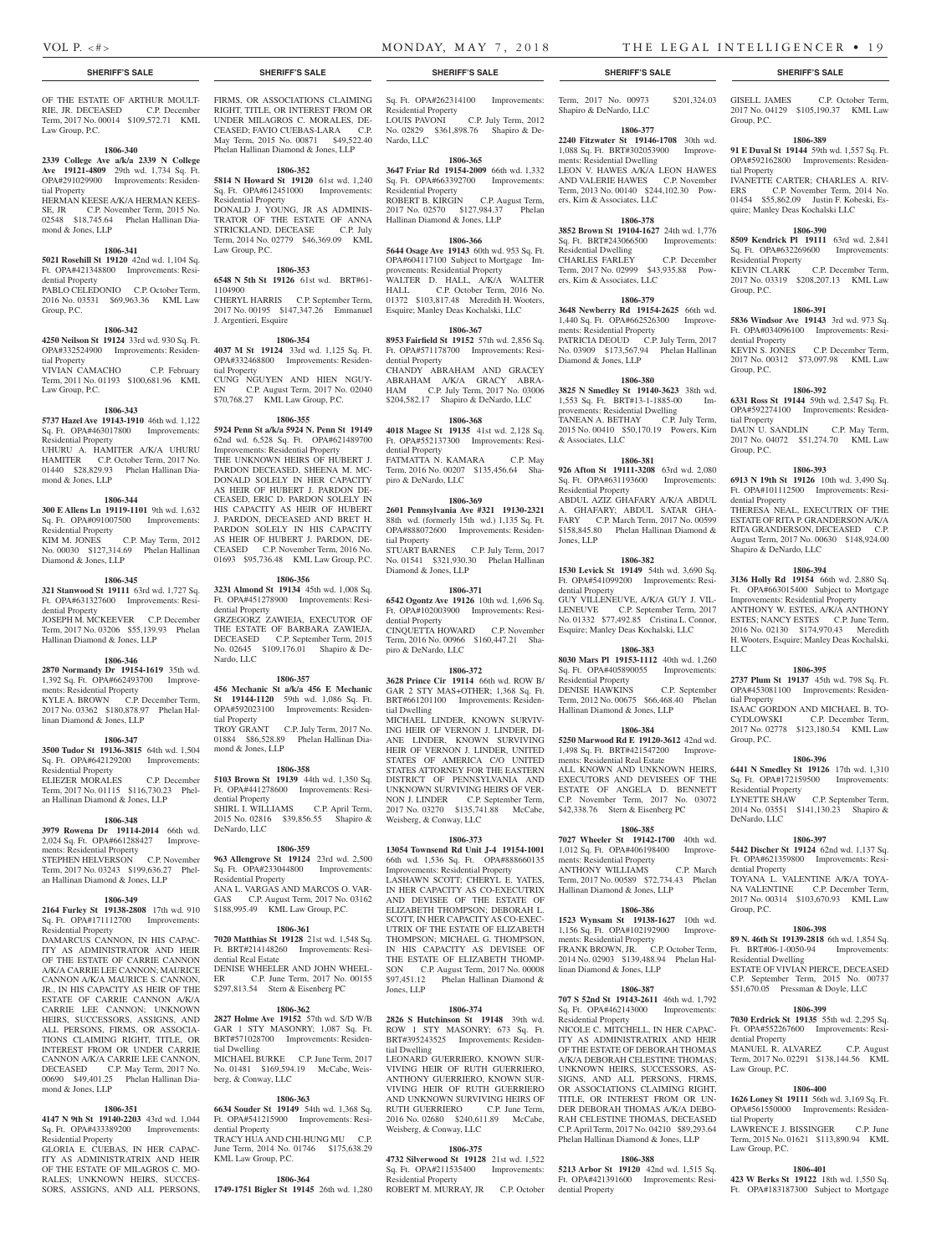OF THE ESTATE OF ARTHUR MOULTRIE, JR. DECEASED C.P. December Term, 2017 No. 00014 $109,572.71 KML Law Group, P.C.

**1806-340**

**2339 College Ave a/k/a 2339 N College Ave 19121-4809** 29th wd. 1,734 Sq. Ft. OPA#291029900 Improvements: Residential Property

HERMAN KEESE A/K/A HERMAN KEESSE, JR C.P. November Term, 2015 No. 02548 $18,745.64 Phelan Hallinan Diamond & Jones, LLP

**1806-341**

**5021 Rosehill St 19120** 42nd wd. 1,104 Sq. Ft. OPA#421348800 Improvements: Residential Property

PABLO CELEDONIO C.P. October Term, 2016 No. 03531 $69,963.36 KML Law Group, P.C.

**1806-342**

**4250 Neilson St 19124** 33rd wd. 930 Sq. Ft. OPA#332524900 Improvements: Residential Property

VIVIAN CAMACHO C.P. February Term, 2011 No. 01193 $100,681.96 KML Law Group, P.C.

**1806-343**

**5737 Hazel Ave 19143-1910** 46th wd. 1,122 Sq. Ft. OPA#463017800 Improvements: Residential Property

UHURU A. HAMITER A/K/A UHURU HAMITER C.P. October Term, 2017 No. 01440 $28,829.93 Phelan Hallinan Diamond & Jones, LLP

**1806-344**

**300 E Allens Ln 19119-1101** 9th wd. 1,632 Sq. Ft. OPA#091007500 Improvements: Residential Property

KIM M. JONES C.P. May Term, 2012 No. 00030 $127,314.69 Phelan Hallinan Diamond & Jones, LLP

**1806-345**

**321 Stanwood St 19111** 63rd wd. 1,727 Sq. Ft. OPA#631327600 Improvements: Residential Property

JOSEPH M. MCKEEVER C.P. December Term, 2017 No. 03206 $55,139.93 Phelan Hallinan Diamond & Jones, LLP

**1806-346**

**2870 Normandy Dr 19154-1619** 35th wd. 1,392 Sq. Ft. OPA#662493700 Improvements: Residential Property

KYLE A. BROWN C.P. December Term, 2017 No. 03362 $180,878.97 Phelan Hallinan Diamond & Jones, LLP

**1806-347**

**3500 Tudor St 19136-3815** 64th wd. 1,504 Sq. Ft. OPA#642129200 Improvements: Residential Property

ELIEZER MORALES C.P. December Term, 2017 No. 01115 $116,730.23 Phelan Hallinan Diamond & Jones, LLP

**1806-348**

**3979 Rowena Dr 19114-2014** 66th wd. 2,024 Sq. Ft. OPA#661288427 Improvements: Residential Property

STEPHEN HELVERSON C.P. November Term, 2017 No. 03243 $199,636.27 Phelan Hallinan Diamond & Jones, LLP

**1806-349**

**2164 Furley St 19138-2808** 17th wd. 910 Sq. Ft. OPA#171112700 Improvements: Residential Property

DAMARCUS CANNON, IN HIS CAPACITY AS ADMINISTRATOR AND HEIR OF THE ESTATE OF CARRIE CANNON A/K/A CARRIE LEE CANNON; MAURICE CANNON A/K/A MAURICE S. CANNON, JR., IN HIS CAPACITY AS HEIR OF THE ESTATE OF CARRIE CANNON A/K/A CARRIE LEE CANNON; UNKNOWN HEIRS, SUCCESSORS, ASSIGNS, AND ALL PERSONS, FIRMS, OR ASSOCIATIONS CLAIMING RIGHT, TITLE, OR INTEREST FROM OR UNDER CARRIE CANNON A/K/A CARRIE LEE CANNON, DECEASED C.P. May Term, 2017 No. 00690 $49,401.25 Phelan Hallinan Diamond & Jones, LLP

**1806-351**

**4147 N 9th St 19140-2203** 43rd wd. 1,044 Sq. Ft. OPA#433389200 Improvements: Residential Property

GLORIA E. CUEBAS, IN HER CAPACITY AS ADMINISTRATRIX AND HEIR OF THE ESTATE OF MILAGROS C. MORALES; UNKNOWN HEIRS, SUCCESSORS, ASSIGNS, AND ALL PERSONS, FIRMS, OR ASSOCIATIONS CLAIMING RIGHT, TITLE, OR INTEREST FROM OR UNDER MILAGROS C. MORALES, DECEASED; FAVIO CUEBAS-LARA C.P. May Term, 2015 No. 00871 $49,522.40 Phelan Hallinan Diamond & Jones, LLP

**1806-352**

**5814 N Howard St 19120** 61st wd. 1,240 Sq. Ft. OPA#612451000 Improvements: Residential Property

DONALD J. YOUNG, JR AS ADMINISTRATOR OF THE ESTATE OF ANNA STRICKLAND, DECEASE C.P. July Term, 2014 No. 02779 $46,369.09 KML Law Group, P.C.

**1806-353**

**6548 N 5th St 19126** 61st wd. BRT#61-1104900

CHERYL HARRIS C.P. September Term, 2017 No. 00195 $147,347.26 Emmanuel J. Argentieri, Esquire

**1806-354**

**4037 M St 19124** 33rd wd. 1,125 Sq. Ft. OPA#332468800 Improvements: Residential Property

CUNG NGUYEN AND HIEN NGUYEN C.P. August Term, 2017 No. 02040 $70,768.27 KML Law Group, P.C.

**1806-355**

**5924 Penn St a/k/a 5924 N. Penn St 19149** 62nd wd. 6,528 Sq. Ft. OPA#621489700 Improvements: Residential Property

THE UNKNOWN HEIRS OF HUBERT J. PARDON DECEASED, SHEENA M. MCDONALD SOLELY IN HER CAPACITY AS HEIR OF HUBERT J. PARDON DECEASED, ERIC D. PARDON SOLELY IN HIS CAPACITY AS HEIR OF HUBERT J. PARDON, DECEASED AND BRET H. PARDON SOLELY IN HIS CAPACITY AS HEIR OF HUBERT J. PARDON, DECEASED C.P. November Term, 2016 No. 01693 $95,736.48 KML Law Group, P.C.

**1806-356**

**3231 Almond St 19134** 45th wd. 1,008 Sq. Ft. OPA#451278900 Improvements: Residential Property

GRZEGORZ ZAWIEJA, EXECUTOR OF THE ESTATE OF BARBARA ZAWIEJA, DECEASED C.P. September Term, 2015 No. 02645 $109,176.01 Shapiro & DeNardo, LLC

**1806-357**

**456 Mechanic St a/k/a 456 E Mechanic St 19144-1120** 59th wd. 1,086 Sq. Ft. OPA#592023100 Improvements: Residential Property

TROY GRANT C.P. July Term, 2017 No. 01884 $86,528.89 Phelan Hallinan Diamond & Jones, LLP

**1806-358**

**5103 Brown St 19139** 44th wd. 1,350 Sq. Ft. OPA#441278600 Improvements: Residential Property

SHIRL I. WILLIAMS C.P. April Term, 2015 No. 02816 $39,856.55 Shapiro & DeNardo, LLC

**1806-359**

**963 Allengrove St 19124** 23rd wd. 2,500 Sq. Ft. OPA#233044800 Improvements: Residential Property

ANA L. VARGAS AND MARCOS O. VARGAS C.P. August Term, 2017 No. 03162 $188,995.49 KML Law Group, P.C.

**1806-361**

**7020 Matthias St 19128** 21st wd. 1,548 Sq. Ft. BRT#214148260 Improvements: Residential Real Estate

DENISE WHEELER AND JOHN WHEELER C.P. June Term, 2017 No. 00155 $297,813.54 Stern & Eisenberg PC

**1806-362**

**2827 Holme Ave 19152** 57th wd. S/D W/B GAR 1 STY MASONRY; 1,087 Sq. Ft. BRT#571028700 Improvements: Residential Dwelling

MICHAEL BURKE C.P. June Term, 2017 No. 01481 $169,594.19 McCabe, Weisberg, & Conway, LLC

**1806-363**

**6634 Souder St 19149** 54th wd. 1,368 Sq. Ft. OPA#541215900 Improvements: Residential Property

TRACY HUA AND CHI-HUNG MU C.P. June Term, 2014 No. 01746 $175,638.29 KML Law Group, P.C.

**1806-364**

**1749-1751 Bigler St 19145** 26th wd. 1,280 Sq. Ft. OPA#262314100 Improvements: Residential Property

LOUIS PAVONI C.P. July Term, 2012 No. 02829 $361,898.76 Shapiro & DeNardo, LLC

**1806-365**

**3647 Friar Rd 19154-2009** 66th wd. 1,332 Sq. Ft. OPA#663392700 Improvements: Residential Property

ROBERT B. KIRGIN C.P. August Term, 2017 No. 02570 $127,984.37 Phelan Hallinan Diamond & Jones, LLP

**1806-366**

**5644 Osage Ave 19143** 60th wd. 953 Sq. Ft. OPA#604117100 Subject to Mortgage Improvements: Residential Property

WALTER D. HALL, A/K/A WALTER HALL C.P. October Term, 2016 No. 01372 $103,817.48 Meredith H. Wooters, Esquire; Manley Deas Kochalski, LLC

**1806-367**

**8953 Fairfield St 19152** 57th wd. 2,856 Sq. Ft. OPA#571178700 Improvements: Residential Property

CHANDY ABRAHAM AND GRACEY ABRAHAM A/K/A GRACY ABRAHAM C.P. July Term, 2017 No. 03006 $204,582.17 Shapiro & DeNardo, LLC

**1806-368**

**4018 Magee St 19135** 41st wd. 2,128 Sq. Ft. OPA#552137300 Improvements: Residential Property

FATMATTA N. KAMARA C.P. May Term, 2016 No. 00207 $135,456.64 Shapiro & DeNardo, LLC

**1806-369**

**2601 Pennsylvania Ave #321 19130-2321** 88th wd. (formerly 15th wd.) 1,135 Sq. Ft. OPA#888072600 Improvements: Residential Property

STUART BARNES C.P. July Term, 2017 No. 01541 $321,930.30 Phelan Hallinan Diamond & Jones, LLP

**1806-371**

**6542 Ogontz Ave 19126** 10th wd. 1,696 Sq. Ft. OPA#102003900 Improvements: Residential Property

CINQUETTA HOWARD C.P. November Term, 2016 No. 00966 $160,447.21 Shapiro & DeNardo, LLC

**1806-372**

**3628 Prince Cir 19114** 66th wd. ROW B/GAR 2 STY MAS+OTHER; 1,368 Sq. Ft. BRT#661201100 Improvements: Residential Dwelling

MICHAEL LINDER, KNOWN SURVIVING HEIR OF VERNON J. LINDER, DIANE LINDER, KNOWN SURVIVING HEIR OF VERNON J. LINDER, UNITED STATES OF AMERICA C/O UNITED STATES ATTORNEY FOR THE EASTERN DISTRICT OF PENNSYLVANIA AND UNKNOWN SURVIVING HEIRS OF VERNON J. LINDER C.P. September Term, 2017 No. 03270 $135,741.88 McCabe, Weisberg, & Conway, LLC

**1806-373**

**13054 Townsend Rd Unit J-4 19154-1001** 66th wd. 1,536 Sq. Ft. OPA#888660135 Improvements: Residential Property

LASHAWN SCOTT; CHERYL E. YATES, IN HER CAPACITY AS CO-EXECUTRIX AND DEVISEE OF THE ESTATE OF ELIZABETH THOMPSON; DEBORAH L. SCOTT, IN HER CAPACITY AS CO-EXECUTRIX OF THE ESTATE OF ELIZABETH THOMPSON; MICHAEL G. THOMPSON, IN HIS CAPACITY AS DEVISEE OF THE ESTATE OF ELIZABETH THOMPSON C.P. August Term, 2017 No. 00008 $97,451.12 Phelan Hallinan Diamond & Jones, LLP

**1806-374**

**2826 S Hutchinson St 19148** 39th wd. ROW 1 STY MASONRY; 673 Sq. Ft. BRT#395243525 Improvements: Residential Dwelling

LEONARD GUERRIERO, KNOWN SURVIVING HEIR OF RUTH GUERRIERO, ANTHONY GUERRIERO, KNOWN SURVIVING HEIR OF RUTH GUERRIERO AND UNKNOWN SURVIVING HEIRS OF RUTH GUERRIERO C.P. June Term, 2016 No. 02680 $240,611.89 McCabe, Weisberg, & Conway, LLC

**1806-375**

**4732 Silverwood St 19128** 21st wd. 1,522 Sq. Ft. OPA#211535400 Improvements: Residential Property

ROBERT M. MURRAY, JR C.P. October Term, 2017 No. 00973 $201,324.03 Shapiro & DeNardo, LLC

**1806-377**

**2240 Fitzwater St 19146-1708** 30th wd. 1,088 Sq. Ft. BRT#302053900 Improvements: Residential Dwelling

LEON V. HAWES A/K/A LEON HAWES AND VALERIE HAWES C.P. November Term, 2013 No. 00140 $244,102.30 Powers, Kirn & Associates, LLC

**1806-378**

**3852 Brown St 19104-1627** 24th wd. 1,776 Sq. Ft. BRT#243066500 Improvements: Residential Dwelling

CHARLES FARLEY C.P. December Term, 2017 No. 02999 $43,935.88 Powers, Kirn & Associates, LLC

**1806-379**

**3648 Newberry Rd 19154-2625** 66th wd. 1,440 Sq. Ft. OPA#662526300 Improvements: Residential Property

PATRICIA DEOUD C.P. July Term, 2017 No. 03909 $173,567.94 Phelan Hallinan Diamond & Jones, LLP

**1806-380**

**3825 N Smedley St 19140-3623** 38th wd. 1,553 Sq. Ft. BRT#13-1-1885-00 Improvements: Residential Dwelling

TANEAN A. BETHAY C.P. July Term, 2015 No. 00410 $50,170.19 Powers, Kirn & Associates, LLC

**1806-381**

**926 Afton St 19111-3208** 63rd wd. 2,080 Sq. Ft. OPA#631193600 Improvements: Residential Property

ABDUL AZIZ GHAFARY A/K/A ABDUL A. GHAFARY; ABDUL SATAR GHAFARY C.P. March Term, 2017 No. 00599 $158,845.80 Phelan Hallinan Diamond & Jones, LLP

**1806-382**

**1530 Levick St 19149** 54th wd. 3,690 Sq. Ft. OPA#541099200 Improvements: Residential Property

GUY VILLENEUVE, A/K/A GUY J. VILLENEUVE C.P. September Term, 2017 No. 01332 $77,492.85 Cristina L. Connor, Esquire; Manley Deas Kochalski, LLC

**1806-383**

**8030 Mars Pl 19153-1112** 40th wd. 1,260 Sq. Ft. OPA#405890055 Improvements: Residential Property

DENISE HAWKINS C.P. September Term, 2012 No. 00675 $66,468.40 Phelan Hallinan Diamond & Jones, LLP

**1806-384**

**5250 Marwood Rd E 19120-3612** 42nd wd. 1,498 Sq. Ft. BRT#421547200 Improvements: Residential Real Estate

ALL KNOWN AND UNKNOWN HEIRS, EXECUTORS AND DEVISEES OF THE ESTATE OF ANGELA D. BENNETT C.P. November Term, 2017 No. 03072 $42,338.76 Stern & Eisenberg PC

**1806-385**

**7027 Wheeler St 19142-1700** 40th wd. 1,012 Sq. Ft. OPA#406198400 Improvements: Residential Property

ANTHONY WILLIAMS C.P. March Term, 2017 No. 00589 $72,734.43 Phelan Hallinan Diamond & Jones, LLP

**1806-386**

**1523 Wynsam St 19138-1627** 10th wd. 1,156 Sq. Ft. OPA#102192900 Improvements: Residential Property

FRANK BROWN, JR. C.P. October Term, 2014 No. 02903 $139,488.94 Phelan Hallinan Diamond & Jones, LLP

**1806-387**

**707 S 52nd St 19143-2611** 46th wd. 1,792 Sq. Ft. OPA#462143000 Improvements: Residential Property

NICOLE C. MITCHELL, IN HER CAPACITY AS ADMINISTRATRIX AND HEIR OF THE ESTATE OF DEBORAH THOMAS A/K/A DEBORAH CELESTINE THOMAS; UNKNOWN HEIRS, SUCCESSORS, ASSIGNS, AND ALL PERSONS, FIRMS, OR ASSOCIATIONS CLAIMING RIGHT, TITLE, OR INTEREST FROM OR UNDER DEBORAH THOMAS A/K/A DEBORAH CELESTINE THOMAS, DECEASED C.P. April Term, 2017 No. 04210 $89,293.64 Phelan Hallinan Diamond & Jones, LLP

**1806-388**

**5213 Arbor St 19120** 42nd wd. 1,515 Sq. Ft. OPA#421391600 Improvements: Residential Property

GISELL JAMES C.P. October Term, 2017 No. 04129 $105,190.37 KML Law Group, P.C.

**1806-389**

**91 E Duval St 19144** 59th wd. 1,557 Sq. Ft. OPA#592162800 Improvements: Residential Property

IVANETTE CARTER; CHARLES A. RIVERS C.P. November Term, 2014 No. 01454 $55,862.09 Justin F. Kobeski, Esquire; Manley Deas Kochalski LLC

**1806-390**

**8509 Kendrick Pl 19111** 63rd wd. 2,841 Sq. Ft. OPA#632269600 Improvements: Residential Property

KEVIN CLARK C.P. December Term, 2017 No. 03319 $208,207.13 KML Law Group, P.C.

**1806-391**

**5836 Windsor Ave 19143** 3rd wd. 973 Sq. Ft. OPA#034096100 Improvements: Residential Property

KEVIN S. JONES C.P. December Term, 2017 No. 00312 $73,097.98 KML Law Group, P.C.

**1806-392**

**6331 Ross St 19144** 59th wd. 2,547 Sq. Ft. OPA#592274100 Improvements: Residential Property

DAUN U. SANDLIN C.P. May Term, 2017 No. 04072 $51,274.70 KML Law Group, P.C.

**1806-393**

**6913 N 19th St 19126** 10th wd. 3,490 Sq. Ft. OPA#101112500 Improvements: Residential Property

THERESA NEAL, EXECUTRIX OF THE ESTATE OF RITA P. GRANDERSON A/K/A RITA GRANDERSON, DECEASED C.P. August Term, 2017 No. 00630 $148,924.00 Shapiro & DeNardo, LLC

**1806-394**

**3136 Holly Rd 19154** 66th wd. 2,880 Sq. Ft. OPA#663015400 Subject to Mortgage Improvements: Residential Property

ANTHONY W. ESTES, A/K/A ANTHONY ESTES; NANCY ESTES C.P. June Term, 2016 No. 02130 $174,970.43 Meredith H. Wooters, Esquire; Manley Deas Kochalski, LLC

**1806-395**

**2737 Plum St 19137** 45th wd. 798 Sq. Ft. OPA#453081100 Improvements: Residential Property

ISAAC GORDON AND MICHAEL B. TOCYDLOWSKI C.P. December Term, 2017 No. 02778 $123,180.54 KML Law Group, P.C.

**1806-396**

**6441 N Smedley St 19126** 17th wd. 1,310 Sq. Ft. OPA#172159500 Improvements: Residential Property

LYNETTE SHAW C.P. September Term, 2014 No. 03551 $141,130.23 Shapiro & DeNardo, LLC

**1806-397**

**5442 Discher St 19124** 62nd wd. 1,137 Sq. Ft. OPA#621359800 Improvements: Residential Property

TOYANA L. VALENTINE A/K/A TOYANA VALENTINE C.P. December Term, 2017 No. 00314 $103,670.93 KML Law Group, P.C.

**1806-398**

**89 N. 46th St 19139-2818** 6th wd. 1,854 Sq. Ft. BRT#06-1-0050-94 Improvements: Residential Dwelling

ESTATE OF VIVIAN PIERCE, DECEASED C.P. September Term, 2015 No. 00737 $51,670.05 Pressman & Doyle, LLC

**1806-399**

**7030 Erdrick St 19135** 55th wd. 2,295 Sq. Ft. OPA#552267600 Improvements: Residential Property

MANUEL R. ALVAREZ C.P. August Term, 2017 No. 02291 $138,144.56 KML Law Group, P.C.

**1806-400**

**1626 Loney St 19111** 56th wd. 3,169 Sq. Ft. OPA#561550000 Improvements: Residential Property

LAWRENCE J. BISSINGER C.P. June Term, 2015 No. 01621 $113,890.94 KML Law Group, P.C.

**1806-401**

**423 W Berks St 19122** 18th wd. 1,550 Sq. Ft. OPA#183187300 Subject to Mortgage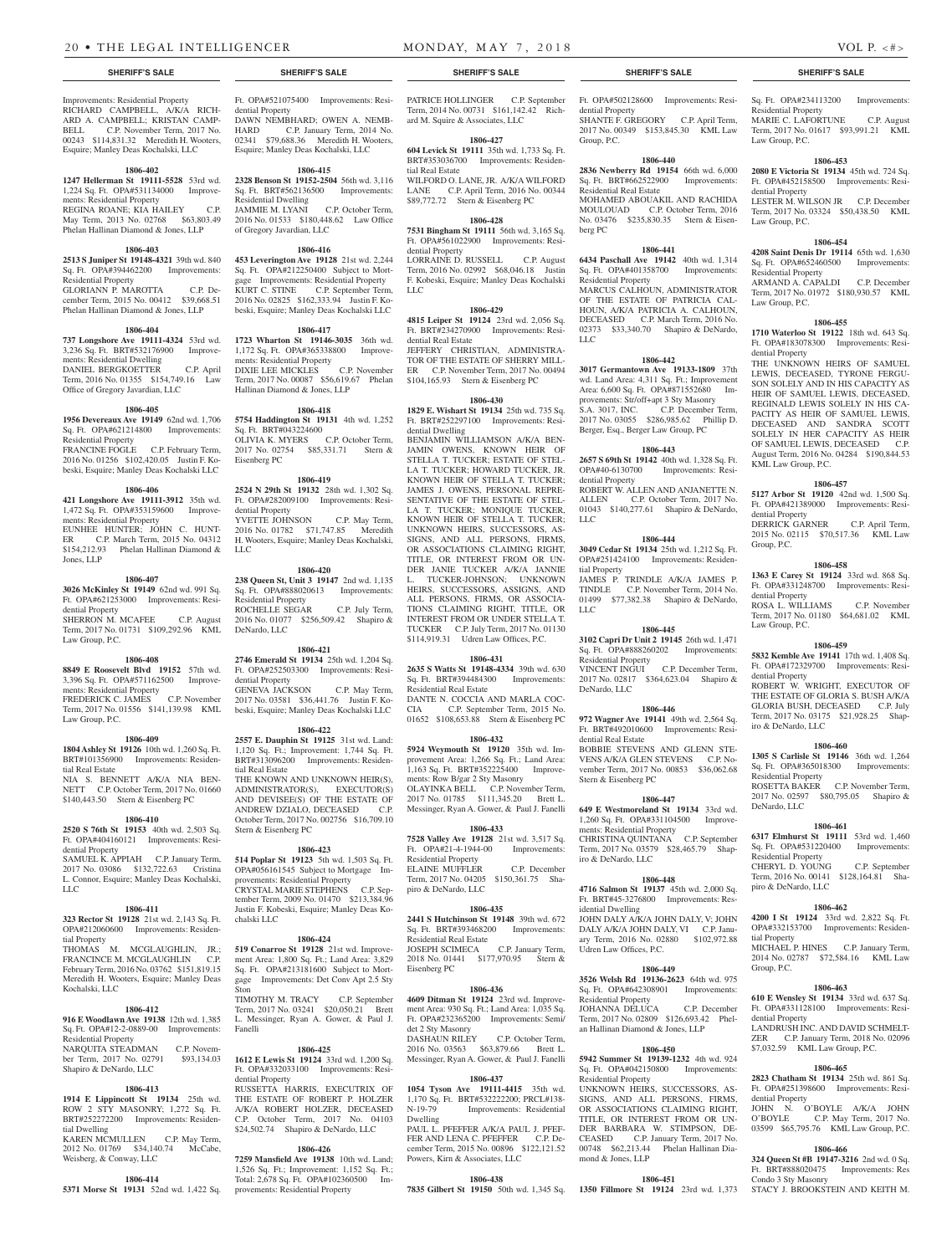## SHERIFF'S SALE

Improvements: Residential Property
RICHARD CAMPBELL, A/K/A RICHARD A. CAMPBELL; KRISTAN CAMPBELL C.P. November Term, 2017 No. 00243 $114,831.32 Meredith H. Wooters, Esquire; Manley Deas Kochalski, LLC

**1806-402**

**1247 Hellerman St 19111-5528** 53rd wd. 1,224 Sq. Ft. OPA#531134000 Improvements: Residential Property
REGINA ROANE; KIA HAILEY C.P. May Term, 2013 No. 02768 $63,803.49 Phelan Hallinan Diamond & Jones, LLP

**1806-403**

**2513 S Juniper St 19148-4321** 39th wd. 840 Sq. Ft. OPA#394462200 Improvements: Residential Property
GLORIANN P. MAROTTA C.P. December Term, 2015 No. 00412 $39,668.51 Phelan Hallinan Diamond & Jones, LLP

**1806-404**

**737 Longshore Ave 19111-4324** 53rd wd. 3,236 Sq. Ft. BRT#532176900 Improvements: Residential Dwelling
DANIEL BERGKOETTER C.P. April Term, 2016 No. 01355 $154,749.16 Law Office of Gregory Javardian, LLC

**1806-405**

**1956 Devereaux Ave 19149** 62nd wd. 1,706 Sq. Ft. OPA#621214800 Improvements: Residential Property
FRANCINE FOGLE C.P. February Term, 2016 No. 01256 $102,420.05 Justin F. Kobeski, Esquire; Manley Deas Kochalski LLC

**1806-406**

**421 Longshore Ave 19111-3912** 35th wd. 1,472 Sq. Ft. OPA#353159600 Improvements: Residential Property
EUNHEE HUNTER; JOHN C. HUNTER C.P. March Term, 2015 No. 04312 $154,212.93 Phelan Hallinan Diamond & Jones, LLP

**1806-407**

**3026 McKinley St 19149** 62nd wd. 991 Sq. Ft. OPA#621253000 Improvements: Residential Property
SHERRON M. MCAFEE C.P. August Term, 2017 No. 01731 $109,292.96 KML Law Group, P.C.

**1806-408**

**8849 E Roosevelt Blvd 19152** 57th wd. 3,396 Sq. Ft. OPA#571162500 Improvements: Residential Property
FREDERICK C. JAMES C.P. November Term, 2017 No. 01556 $141,139.98 KML Law Group, P.C.

**1806-409**

**1804 Ashley St 19126** 10th wd. 1,260 Sq. Ft. BRT#101356900 Improvements: Residential Real Estate
NIA S. BENNETT A/K/A NIA BENNETT C.P. October Term, 2017 No. 01660 $140,443.50 Stern & Eisenberg PC

**1806-410**

**2520 S 76th St 19153** 40th wd. 2,503 Sq. Ft. OPA#404160121 Improvements: Residential Property
SAMUEL K. APPIAH C.P. January Term, 2017 No. 03086 $132,722.63 Cristina L. Connor, Esquire; Manley Deas Kochalski, LLC

**1806-411**

**323 Rector St 19128** 21st wd. 2,143 Sq. Ft. OPA#212060600 Improvements: Residential Property
THOMAS M. MCGLAUGHLIN, JR.; FRANCINCE M. MCGLAUGHLIN C.P. February Term, 2016 No. 03762 $151,819.15 Meredith H. Wooters, Esquire; Manley Deas Kochalski, LLC

**1806-412**

**916 E Woodlawn Ave 19138** 12th wd. 1,385 Sq. Ft. OPA#12-2-0889-00 Improvements: Residential Property
NARQUITA STEADMAN C.P. November Term, 2017 No. 02791 $93,134.03 Shapiro & DeNardo, LLC

**1806-413**

**1914 E Lippincott St 19134** 25th wd. ROW 2 STY MASONRY; 1,272 Sq. Ft. BRT#252272200 Improvements: Residential Dwelling
KAREN MCMULLEN C.P. May Term, 2012 No. 01769 $34,140.74 McCabe, Weisberg, & Conway, LLC

**1806-414**

**5371 Morse St 19131** 52nd wd. 1,422 Sq. Ft. OPA#521075400 Improvements: Residential Property
DAWN NEMBHARD; OWEN A. NEMBHARD C.P. January Term, 2014 No. 02341 $79,688.36 Meredith H. Wooters, Esquire; Manley Deas Kochalski, LLC

**1806-415**

**2328 Benson St 19152-2504** 56th wd. 3,116 Sq. Ft. BRT#562136500 Improvements: Residential Dwelling
JAMMIE M. LYANI C.P. October Term, 2016 No. 01533 $180,448.62 Law Office of Gregory Javardian, LLC

**1806-416**

**453 Leverington Ave 19128** 21st wd. 2,244 Sq. Ft. OPA#212250400 Subject to Mortgage Improvements: Residential Property
KURT C. STINE C.P. September Term, 2016 No. 02825 $162,333.94 Justin F. Kobeski, Esquire; Manley Deas Kochalski LLC

**1806-417**

**1723 Wharton St 19146-3035** 36th wd. 1,172 Sq. Ft. OPA#365338800 Improvements: Residential Property
DIXIE LEE MICKLES C.P. November Term, 2017 No. 00087 $56,619.67 Phelan Hallinan Diamond & Jones, LLP

**1806-418**

**5754 Haddington St 19131** 4th wd. 1,252 Sq. Ft. BRT#043224600
OLIVIA K. MYERS C.P. October Term, 2017 No. 02754 $85,331.71 Stern & Eisenberg PC

**1806-419**

**2524 N 29th St 19132** 28th wd. 1,302 Sq. Ft. OPA#282009100 Improvements: Residential Property
YVETTE JOHNSON C.P. May Term, 2016 No. 01782 $71,747.85 Meredith H. Wooters, Esquire; Manley Deas Kochalski, LLC

**1806-420**

**238 Queen St, Unit 3 19147** 2nd wd. 1,135 Sq. Ft. OPA#888020613 Improvements: Residential Property
ROCHELLE SEGAR C.P. July Term, 2016 No. 01077 $256,509.42 Shapiro & DeNardo, LLC

**1806-421**

**2746 Emerald St 19134** 25th wd. 1,204 Sq. Ft. OPA#252503300 Improvements: Residential Property
GENEVA JACKSON C.P. May Term, 2017 No. 03581 $36,441.76 Justin F. Kobeski, Esquire; Manley Deas Kochalski LLC

**1806-422**

**2557 E. Dauphin St 19125** 31st wd. Land: 1,120 Sq. Ft.; Improvement: 1,744 Sq. Ft. BRT#313096200 Improvements: Residential Real Estate
THE KNOWN AND UNKNOWN HEIR(S), ADMINISTRATOR(S), EXECUTOR(S) AND DEVISEE(S) OF THE ESTATE OF ANDREW DZIALO, DECEASED C.P. October Term, 2017 No. 002756 $16,709.10 Stern & Eisenberg PC

**1806-423**

**514 Poplar St 19123** 5th wd. 1,503 Sq. Ft. OPA#056161545 Subject to Mortgage Improvements: Residential Property
CRYSTAL MARIE STEPHENS C.P. September Term, 2009 No. 01470 $213,384.96 Justin F. Kobeski, Esquire; Manley Deas Kochalski LLC

**1806-424**

**519 Conarroe St 19128** 21st wd. Improvement Area: 1,800 Sq. Ft.; Land Area: 3,829 Sq. Ft. OPA#213181600 Subject to Mortgage Improvements: Det Conv Apt 2.5 Sty Ston
TIMOTHY M. TRACY C.P. September Term, 2017 No. 03241 $20,050.21 Brett L. Messinger, Ryan A. Gower, & Paul J. Fanelli

**1806-425**

**1612 E Lewis St 19124** 33rd wd. 1,200 Sq. Ft. OPA#332033100 Improvements: Residential Property
RUSSETTA HARRIS, EXECUTRIX OF THE ESTATE OF ROBERT P. HOLZER A/K/A ROBERT HOLZER, DECEASED C.P. October Term, 2017 No. 04103 $24,502.74 Shapiro & DeNardo, LLC

**1806-426**

**7259 Mansfield Ave 19138** 10th wd. Land; 1,526 Sq. Ft.; Improvement: 1,152 Sq. Ft.; Total: 2,678 Sq. Ft. OPA#102360500 Improvements: Residential Property
PATRICE HOLLINGER C.P. September Term, 2014 No. 00731 $161,142.42 Richard M. Squire & Associates, LLC

**1806-427**

**604 Levick St 19111** 35th wd. 1,733 Sq. Ft. BRT#353036700 Improvements: Residential Real Estate
WILFORD O. LANE, JR. A/K/A WILFORD LANE C.P. April Term, 2016 No. 00344 $89,772.72 Stern & Eisenberg PC

**1806-428**

**7531 Bingham St 19111** 56th wd. 3,165 Sq. Ft. OPA#561022900 Improvements: Residential Property
LORRAINE D. RUSSELL C.P. August Term, 2016 No. 02992 $68,046.18 Justin F. Kobeski, Esquire; Manley Deas Kochalski LLC

**1806-429**

**4815 Leiper St 19124** 23rd wd. 2,056 Sq. Ft. BRT#234270900 Improvements: Residential Real Estate
JEFFERY CHRISTIAN, ADMINISTRATOR OF THE ESTATE OF SHERRY MILLER C.P. November Term, 2017 No. 00494 $104,165.93 Stern & Eisenberg PC

**1806-430**

**1829 E. Wishart St 19134** 25th wd. 735 Sq. Ft. BRT#252297100 Improvements: Residential Dwelling
BENJAMIN WILLIAMSON A/K/A BENJAMIN OWENS, KNOWN HEIR OF STELLA T. TUCKER; ESTATE OF STELLA T. TUCKER; HOWARD TUCKER, JR. KNOWN HEIR OF STELLA T. TUCKER; JAMES J. OWENS, PERSONAL REPRESENTATIVE OF THE ESTATE OF STELLA T. TUCKER; MONIQUE TUCKER, KNOWN HEIR OF STELLA T. TUCKER; UNKNOWN HEIRS, SUCCESSORS, ASSIGNS, AND ALL PERSONS, FIRMS, OR ASSOCIATIONS CLAIMING RIGHT, TITLE, OR INTEREST FROM OR UNDER JANIE TUCKER A/K/A JANNIE L. TUCKER-JOHNSON; UNKNOWN HEIRS, SUCCESSORS, ASSIGNS, AND ALL PERSONS, FIRMS, OR ASSOCIATIONS CLAIMING RIGHT, TITLE, OR INTEREST FROM OR UNDER STELLA T. TUCKER C.P. July Term, 2017 No. 01130 $114,919.31 Udren Law Offices, P.C.

**1806-431**

**2635 S Watts St 19148-4334** 39th wd. 630 Sq. Ft. BRT#394484300 Improvements: Residential Real Estate
DANTE N. COCCIA AND MARLA COCCIA C.P. September Term, 2015 No. 01652 $108,653.88 Stern & Eisenberg PC

**1806-432**

**5924 Weymouth St 19120** 35th wd. Improvement Area: 1,266 Sq. Ft.; Land Area: 1,163 Sq. Ft. BRT#352225400 Improvements: Row B/gar 2 Sty Masonry
OLAYINKA BELL C.P. November Term, 2017 No. 01785 $111,345.20 Brett L. Messinger, Ryan A. Gower, & Paul J. Fanelli

**1806-433**

**7528 Valley Ave 19128** 21st wd. 3,517 Sq. Ft. OPA#21-4-1944-00 Improvements: Residential Property
ELAINE MUFFLER C.P. December Term, 2017 No. 04205 $150,361.75 Shapiro & DeNardo, LLC

**1806-435**

**2441 S Hutchinson St 19148** 39th wd. 672 Sq. Ft. BRT#393468200 Improvements: Residential Real Estate
JOSEPH SCIMECA C.P. January Term, 2018 No. 01441 $177,970.95 Stern & Eisenberg PC

**1806-436**

**4609 Ditman St 19124** 23rd wd. Improvement Area: 930 Sq. Ft.; Land Area: 1,035 Sq. Ft. OPA#232365200 Improvements: Semi/det 2 Sty Masonry
DASHAUN RILEY C.P. October Term, 2016 No. 03563 $63,879.66 Brett L. Messinger, Ryan A. Gower, & Paul J. Fanelli

**1806-437**

**1054 Tyson Ave 19111-4415** 35th wd. 1,170 Sq. Ft. BRT#532222200; PRCL#138-N-19-79 Improvements: Residential Dwelling
PAUL L. PFEFFER A/K/A PAUL J. PFEFFER AND LENA C. PFEFFER C.P. December Term, 2015 No. 00896 $122,121.52 Powers, Kirn & Associates, LLC

**1806-438**

**7835 Gilbert St 19150** 50th wd. 1,345 Sq. Ft. OPA#502128600 Improvements: Residential Property
SHANTE F. GREGORY C.P. April Term, 2017 No. 00349 $153,845.30 KML Law Group, P.C.

**1806-440**

**2836 Newberry Rd 19154** 66th wd. 6,000 Sq. Ft. BRT#662522900 Improvements: Residential Real Estate
MOHAMED ABOUAKIL AND RACHIDA MOULOUAD C.P. October Term, 2016 No. 03476 $235,830.35 Stern & Eisenberg PC

**1806-441**

**6434 Paschall Ave 19142** 40th wd. 1,314 Sq. Ft. OPA#401358700 Improvements: Residential Property
MARCUS CALHOUN, ADMINISTRATOR OF THE ESTATE OF PATRICIA CALHOUN, A/K/A PATRICIA A. CALHOUN, DECEASED C.P. March Term, 2016 No. 02373 $33,340.70 Shapiro & DeNardo, LLC

**1806-442**

**3017 Germantown Ave 19133-1809** 37th wd. Land Area: 4,311 Sq. Ft.; Improvement Area: 6,600 Sq. Ft. OPA#871552680 Improvements: Str/off+apt 3 Sty Masonry
S.A. 3017, INC. C.P. December Term, 2017 No. 03055 $286,985.62 Phillip D. Berger, Esq., Berger Law Group, PC

**1806-443**

**2657 S 69th St 19142** 40th wd. 1,328 Sq. Ft. OPA#40-6130700 Improvements: Residential Property
ROBERT W. ALLEN AND ANJANETTE N. ALLEN C.P. October Term, 2017 No. 01043 $140,277.61 Shapiro & DeNardo, LLC

**1806-444**

**3049 Cedar St 19134** 25th wd. 1,212 Sq. Ft. OPA#251424100 Improvements: Residential Property
JAMES P. TRINDLE A/K/A JAMES P. TINDLE C.P. November Term, 2014 No. 01499 $77,382.38 Shapiro & DeNardo, LLC

**1806-445**

**3102 Capri Dr Unit 2 19145** 26th wd. 1,471 Sq. Ft. OPA#888260202 Improvements: Residential Property
VINCENT INGUI C.P. December Term, 2017 No. 02817 $364,623.04 Shapiro & DeNardo, LLC

**1806-446**

**972 Wagner Ave 19141** 49th wd. 2,564 Sq. Ft. BRT#492010600 Improvements: Residential Real Estate
BOBBIE STEVENS AND GLENN STEVENS A/K/A GLEN STEVENS C.P. November Term, 2017 No. 00853 $36,062.68 Stern & Eisenberg PC

**1806-447**

**649 E Westmoreland St 19134** 33rd wd. 1,260 Sq. Ft. OPA#331104500 Improvements: Residential Property
CHRISTINA QUINTANA C.P. September Term, 2017 No. 03579 $28,465.79 Shapiro & DeNardo, LLC

**1806-448**

**4716 Salmon St 19137** 45th wd. 2,000 Sq. Ft. BRT#45-3276800 Improvements: Residential Dwelling
JOHN DALY A/K/A JOHN DALY, V; JOHN DALY A/K/A JOHN DALY, VI C.P. January Term, 2016 No. 02880 $102,972.88 Udren Law Offices, P.C.

**1806-449**

**3526 Welsh Rd 19136-2623** 64th wd. 975 Sq. Ft. OPA#642308901 Improvements: Residential Property
JOHANNA DELUCA C.P. December Term, 2017 No. 02809 $126,693.42 Phelan Hallinan Diamond & Jones, LLP

**1806-450**

**5942 Summer St 19139-1232** 4th wd. 924 Sq. Ft. OPA#042150800 Improvements: Residential Property
UNKNOWN HEIRS, SUCCESSORS, ASSIGNS, AND ALL PERSONS, FIRMS, OR ASSOCIATIONS CLAIMING RIGHT, TITLE, OR INTEREST FROM OR UNDER BARBARA W. STIMPSON, DECEASED C.P. January Term, 2017 No. 00748 $62,213.44 Phelan Hallinan Diamond & Jones, LLP

**1806-451**

**1350 Fillmore St 19124** 23rd wd. 1,373 Sq. Ft. OPA#234113200 Improvements: Residential Property
MARIE C. LAFORTUNE C.P. August Term, 2017 No. 01617 $93,991.21 KML Law Group, P.C.

**1806-453**

**2080 E Victoria St 19134** 45th wd. 724 Sq. Ft. OPA#452158500 Improvements: Residential Property
LESTER M. WILSON JR C.P. December Term, 2017 No. 03324 $50,438.50 KML Law Group, P.C.

**1806-454**

**4208 Saint Denis Dr 19114** 65th wd. 1,630 Sq. Ft. OPA#652460500 Improvements: Residential Property
ARMAND A. CAPALDI C.P. December Term, 2017 No. 01972 $180,930.57 KML Law Group, P.C.

**1806-455**

**1710 Waterloo St 19122** 18th wd. 643 Sq. Ft. OPA#183078300 Improvements: Residential Property
THE UNKNOWN HEIRS OF SAMUEL LEWIS, DECEASED, TYRONE FERGUSON SOLELY AND IN HIS CAPACITY AS HEIR OF SAMUEL LEWIS, DECEASED, REGINALD LEWIS SOLELY IN HIS CAPACITY AS HEIR OF SAMUEL LEWIS, DECEASED AND SANDRA SCOTT SOLELY IN HER CAPACITY AS HEIR OF SAMUEL LEWIS, DECEASED C.P. August Term, 2016 No. 04284 $190,844.53 KML Law Group, P.C.

**1806-457**

**5127 Arbor St 19120** 42nd wd. 1,500 Sq. Ft. OPA#421389000 Improvements: Residential Property
DERRICK GARNER C.P. April Term, 2015 No. 02115 $70,517.36 KML Law Group, P.C.

**1806-458**

**1363 E Carey St 19124** 33rd wd. 868 Sq. Ft. OPA#331248700 Improvements: Residential Property
ROSA L. WILLIAMS C.P. November Term, 2017 No. 01180 $64,681.02 KML Law Group, P.C.

**1806-459**

**5832 Kemble Ave 19141** 17th wd. 1,408 Sq. Ft. OPA#172329700 Improvements: Residential Property
ROBERT W. WRIGHT, EXECUTOR OF THE ESTATE OF GLORIA S. BUSH A/K/A GLORIA BUSH, DECEASED C.P. July Term, 2017 No. 03175 $21,928.25 Shapiro & DeNardo, LLC

**1806-460**

**1305 S Carlisle St 19146** 36th wd. 1,264 Sq. Ft. OPA#365018300 Improvements: Residential Property
ROSETTA BAKER C.P. November Term, 2017 No. 02597 $80,795.05 Shapiro & DeNardo, LLC

**1806-461**

**6317 Elmhurst St 19111** 53rd wd. 1,460 Sq. Ft. OPA#531220400 Improvements: Residential Property
CHERYL D. YOUNG C.P. September Term, 2016 No. 00141 $128,164.81 Shapiro & DeNardo, LLC

**1806-462**

**4200 I St 19124** 33rd wd. 2,822 Sq. Ft. OPA#332153700 Improvements: Residential Property
MICHAEL P. HINES C.P. January Term, 2014 No. 02787 $72,584.16 KML Law Group, P.C.

**1806-463**

**610 E Wensley St 19134** 33rd wd. 637 Sq. Ft. OPA#331128100 Improvements: Residential Property
LANDRUSH INC. AND DAVID SCHMELTZER C.P. January Term, 2018 No. 02096 $7,032.59 KML Law Group, P.C.

**1806-465**

**2823 Chatham St 19134** 25th wd. 861 Sq. Ft. OPA#251398600 Improvements: Residential Property
JOHN N. O'BOYLE A/K/A JOHN O'BOYLE C.P. May Term, 2017 No. 03599 $65,795.76 KML Law Group, P.C.

**1806-466**

**324 Queen St #B 19147-3216** 2nd wd. 0 Sq. Ft. BRT#888020475 Improvements: Res Condo 3 Sty Masonry
STACY J. BROOKSTEIN AND KEITH M.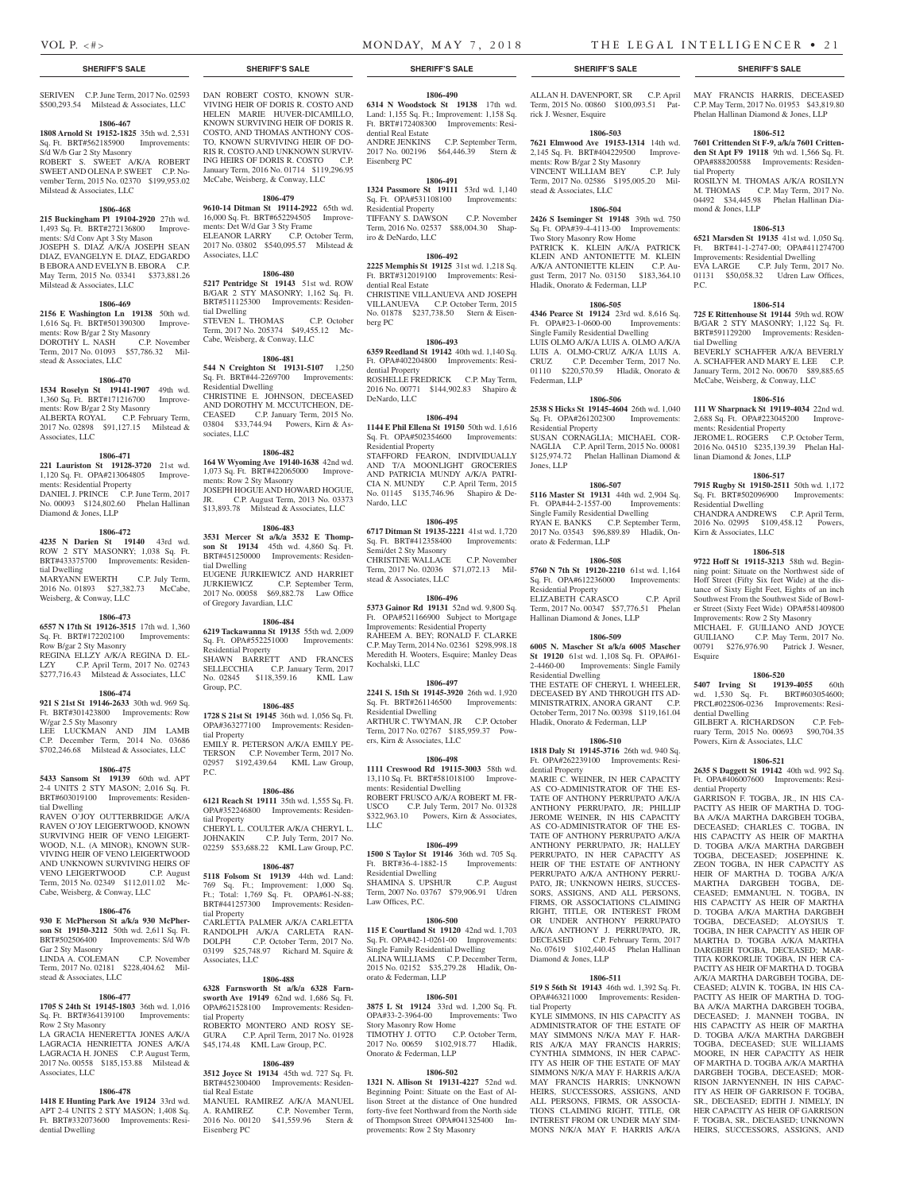SERIVEN C.P. June Term, 2017 No. 02593 $500,293.54 Milstead & Associates, LLC

**1806-467**

**1808 Arnold St 19152-1825** 35th wd. 2,531 Sq. Ft. BRT#562185900 Improvements: S/d W/b Gar 2 Sty Masonry
ROBERT S. SWEET A/K/A ROBERT SWEET AND OLENA P. SWEET C.P. November Term, 2015 No. 02370 $199,953.02 Milstead & Associates, LLC

**1806-468**

**215 Buckingham Pl 19104-2920** 27th wd. 1,493 Sq. Ft. BRT#272136800 Improvements: S/d Conv Apt 3 Sty Mason
JOSEPH S. DIAZ A/K/A JOSEPH SEAN DIAZ, EVANGELYN E. DIAZ, EDGARDO B EBORA AND EVELYN B. EBORA C.P. May Term, 2015 No. 03341 $373,881.26 Milstead & Associates, LLC

**1806-469**

**2156 E Washington Ln 19138** 50th wd. 1,616 Sq. Ft. BRT#501390300 Improvements: Row B/gar 2 Sty Masonry
DOROTHY L. NASH C.P. November Term, 2017 No. 01093 $57,786.32 Milstead & Associates, LLC

**1806-470**

**1534 Roselyn St 19141-1907** 49th wd. 1,360 Sq. Ft. BRT#171216700 Improvements: Row B/gar 2 Sty Masonry
ALBERTA ROYAL C.P. February Term, 2017 No. 02898 $91,127.15 Milstead & Associates, LLC

**1806-471**

**221 Lauriston St 19128-3720** 21st wd. 1,120 Sq. Ft. OPA#213064805 Improvements: Residential Property
DANIEL J. PRINCE C.P. June Term, 2017 No. 00093 $124,802.60 Phelan Hallinan Diamond & Jones, LLP

**1806-472**

**4235 N Darien St 19140** 43rd wd. ROW 2 STY MASONRY; 1,038 Sq. Ft. BRT#433375700 Improvements: Residential Dwelling
MARYANN EWERTH C.P. July Term, 2016 No. 01893 $27,382.73 McCabe, Weisberg, & Conway, LLC

**1806-473**

**6557 N 17th St 19126-3515** 17th wd. 1,360 Sq. Ft. BRT#172202100 Improvements: Row B/gar 2 Sty Masonry
REGINA ELLZY A/K/A REGINA D. ELLZY C.P. April Term, 2017 No. 02743 $277,716.43 Milstead & Associates, LLC

**1806-474**

**921 S 21st St 19146-2633** 30th wd. 969 Sq. Ft. BRT#301423800 Improvements: Row W/gar 2.5 Sty Masonry
LEE LUCKMAN AND JIM LAMB C.P. December Term, 2014 No. 03686 $702,246.68 Milstead & Associates, LLC

**1806-475**

**5433 Sansom St 19139** 60th wd. APT 2-4 UNITS 2 STY MASON; 2,016 Sq. Ft. BRT#603019100 Improvements: Residential Dwelling
RAVEN O'JOY OUTTERBRIDGE A/K/A RAVEN O'JOY LEIGERTWOOD, KNOWN SURVIVING HEIR OF VENO LEIGERTWOOD, N.L. (A MINOR), KNOWN SURVIVING HEIR OF VENO LEIGERTWOOD AND UNKNOWN SURVIVING HEIRS OF VENO LEIGERTWOOD C.P. August Term, 2015 No. 02349 $112,011.02 McCabe, Weisberg, & Conway, LLC

**1806-476**

**930 E McPherson St a/k/a 930 McPherson St 19150-3212** 50th wd. 2,611 Sq. Ft. BRT#502506400 Improvements: S/d W/b Gar 2 Sty Masonry
LINDA A. COLEMAN C.P. November Term, 2017 No. 02181 $228,404.62 Milstead & Associates, LLC

**1806-477**

**1705 S 24th St 19145-1803** 36th wd. 1,016 Sq. Ft. BRT#364139100 Improvements: Row 2 Sty Masonry
LA GRACIA HENERETTA JONES A/K/A LAGRACIA HENRIETTA JONES A/K/A LAGRACIA H. JONES C.P. August Term, 2017 No. 00558 $185,153.88 Milstead & Associates, LLC

**1806-478**

**1418 E Hunting Park Ave 19124** 33rd wd. APT 2-4 UNITS 2 STY MASON; 1,408 Sq. Ft. BRT#332073600 Improvements: Residential Dwelling
DAN ROBERT COSTO, KNOWN SURVIVING HEIR OF DORIS R. COSTO AND HELEN MARIE HUVER-DICAMILLO, KNOWN SURVIVING HEIR OF DORIS R. COSTO, AND THOMAS ANTHONY COSTO, KNOWN SURVIVING HEIR OF DORIS R. COSTO AND UNKNOWN SURVIVING HEIRS OF DORIS R. COSTO C.P. January Term, 2016 No. 01714 $119,296.95 McCabe, Weisberg, & Conway, LLC

**1806-479**

**9610-14 Ditman St 19114-2922** 65th wd. 16,000 Sq. Ft. BRT#652294505 Improvements: Det W/d Gar 3 Sty Frame
ELEANOR LARRY C.P. October Term, 2017 No. 03802 $540,095.57 Milstead & Associates, LLC

**1806-480**

**5217 Pentridge St 19143** 51st wd. ROW B/GAR 2 STY MASONRY; 1,162 Sq. Ft. BRT#511125300 Improvements: Residential Dwelling
STEVEN L. THOMAS C.P. October Term, 2017 No. 205374 $49,455.12 McCabe, Weisberg, & Conway, LLC

**1806-481**

**544 N Creighton St 19131-5107** 1,250 Sq. Ft. BRT#44-2269700 Improvements: Residential Dwelling
CHRISTINE E. JOHNSON, DECEASED AND DOROTHY M. MCCUTCHEON, DECEASED C.P. January Term, 2015 No. 03804 $33,744.94 Powers, Kirn & Associates, LLC

**1806-482**

**164 W Wyoming Ave 19140-1638** 42nd wd. 1,073 Sq. Ft. BRT#422065000 Improvements: Row 2 Sty Masonry
JOSEPH HOGUE AND HOWARD HOGUE, JR. C.P. August Term, 2013 No. 03373 $13,893.78 Milstead & Associates, LLC

**1806-483**

**3531 Mercer St a/k/a 3532 E Thompson St 19134** 45th wd. 4,860 Sq. Ft. BRT#451250000 Improvements: Residential Dwelling
EUGENE JURKIEWICZ AND HARRIET JURKIEWICZ C.P. September Term, 2017 No. 00058 $69,882.78 Law Office of Gregory Javardian, LLC

**1806-484**

**6219 Tackawanna St 19135** 55th wd. 2,009 Sq. Ft. OPA#552251000 Improvements: Residential Property
SHAWN BARRETT AND FRANCES SELLECCHIA C.P. January Term, 2017 No. 02845 $118,359.16 KML Law Group, P.C.

**1806-485**

**1728 S 21st St 19145** 36th wd. 1,056 Sq. Ft. OPA#363277100 Improvements: Residential Property
EMILY R. PETERSON A/K/A EMILY PETERSON C.P. November Term, 2017 No. 02957 $192,439.64 KML Law Group, P.C.

**1806-486**

**6121 Reach St 19111** 35th wd. 1,555 Sq. Ft. OPA#352246800 Improvements: Residential Property
CHERYL L. COULTER A/K/A CHERYL L. JOHNAKIN C.P. July Term, 2017 No. 02259 $53,688.22 KML Law Group, P.C.

**1806-487**

**5118 Folsom St 19139** 44th wd. Land: 769 Sq. Ft.; Improvement: 1,000 Sq. Ft.; Total: 1,769 Sq. Ft. OPA#61-N-88; BRT#441257300 Improvements: Residential Property
CARLETTA PALMER A/K/A CARLETTA RANDOLPH A/K/A CARLETA RANDOLPH C.P. October Term, 2017 No. 03199 $25,748.97 Richard M. Squire & Associates, LLC

**1806-488**

**6328 Farnsworth St a/k/a 6328 Farnsworth Ave 19149** 62nd wd. 1,686 Sq. Ft. OPA#621528100 Improvements: Residential Property
ROBERTO MONTERO AND ROSY SEGURA C.P. April Term, 2017 No. 01928 $45,174.48 KML Law Group, P.C.

**1806-489**

**3512 Joyce St 19134** 45th wd. 727 Sq. Ft. BRT#452300400 Improvements: Residential Real Estate
MANUEL RAMIREZ A/K/A MANUEL A. RAMIREZ C.P. November Term, 2016 No. 00120 $41,559.96 Stern & Eisenberg PC

**1806-490**

**6314 N Woodstock St 19138** 17th wd. Land: 1,155 Sq. Ft.; Improvement: 1,158 Sq. Ft. BRT#172408300 Improvements: Residential Real Estate
ANDRE JENKINS C.P. September Term, 2017 No. 002196 $64,446.39 Stern & Eisenberg PC

**1806-491**

**1324 Passmore St 19111** 53rd wd. 1,140 Sq. Ft. OPA#531108100 Improvements: Residential Property
TIFFANY S. DAWSON C.P. November Term, 2016 No. 02537 $88,004.30 Shapiro & DeNardo, LLC

**1806-492**

**2225 Memphis St 19125** 31st wd. 1,218 Sq. Ft. BRT#312019100 Improvements: Residential Real Estate
CHRISTINE VILLANUEVA AND JOSEPH VILLANUEVA C.P. October Term, 2015 No. 01878 $237,738.50 Stern & Eisenberg PC

**1806-493**

**6359 Reedland St 19142** 40th wd. 1,140 Sq. Ft. OPA#402204800 Improvements: Residential Property
ROSHELLE FREDRICK C.P. May Term, 2016 No. 00771 $144,902.83 Shapiro & DeNardo, LLC

**1806-494**

**1144 E Phil Ellena St 19150** 50th wd. 1,616 Sq. Ft. OPA#502354600 Improvements: Residential Property
STAFFORD FEARON, INDIVIDUALLY AND T/A MOONLIGHT GROCERIES AND PATRICIA MUNDY A/K/A PATRICIA N. MUNDY C.P. April Term, 2015 No. 01145 $135,746.96 Shapiro & DeNardo, LLC

**1806-495**

**6717 Ditman St 19135-2221** 41st wd. 1,720 Sq. Ft. BRT#412358400 Improvements: Semi/det 2 Sty Masonry
CHRISTINE WALLACE C.P. November Term, 2017 No. 02036 $71,072.13 Milstead & Associates, LLC

**1806-496**

**5373 Gainor Rd 19131** 52nd wd. 9,800 Sq. Ft. OPA#521166900 Subject to Mortgage Improvements: Residential Property
RAHEEM A. BEY; RONALD F. CLARKE C.P. May Term, 2014 No. 02361 $298,998.18 Meredith H. Wooters, Esquire; Manley Deas Kochalski, LLC

**1806-497**

**2241 S. 15th St 19145-3920** 26th wd. 1,920 Sq. Ft. BRT#261146500 Improvements: Residential Dwelling
ARTHUR C. TWYMAN, JR C.P. October Term, 2017 No. 02767 $185,959.37 Powers, Kirn & Associates, LLC

**1806-498**

**1111 Creswood Rd 19115-3003** 58th wd. 13,110 Sq. Ft. BRT#581018100 Improvements: Residential Dwelling
ROBERT FRUSCO A/K/A ROBERT M. FRUSCO C.P. July Term, 2017 No. 01328 $322,963.10 Powers, Kirn & Associates, LLC

**1806-499**

**1500 S Taylor St 19146** 36th wd. 705 Sq. Ft. BRT#36-4-1882-15 Improvements: Residential Dwelling
SHAMINA S. UPSHUR C.P. August Term, 2007 No. 03767 $79,906.91 Udren Law Offices, P.C.

**1806-500**

**115 E Courtland St 19120** 42nd wd. 1,703 Sq. Ft. OPA#42-1-0261-00 Improvements: Single Family Residential Dwelling
ALINA WILLIAMS C.P. December Term, 2015 No. 02152 $35,279.28 Hladik, Onorato & Federman, LLP

**1806-501**

**3875 L St 19124** 33rd wd. 1,200 Sq. Ft. OPA#33-2-3964-00 Improvements: Two Story Masonry Row Home
TIMOTHY J. OTTO C.P. October Term, 2017 No. 00659 $102,918.77 Hladik, Onorato & Federman, LLP

**1806-502**

**1321 N. Allison St 19131-4227** 52nd wd. Beginning Point: Situate on the East of Allison Street at the distance of One hundred forty-five feet Northward from the North side of Thompson Street OPA#041325400 Improvements: Row 2 Sty Masonry
ALLAN H. DAVENPORT, SR C.P. April Term, 2015 No. 00860 $100,093.51 Patrick J. Wesner, Esquire

**1806-503**

**7621 Elmwood Ave 19153-1314** 14th wd. 2,145 Sq. Ft. BRT#404229500 Improvements: Row B/gar 2 Sty Masonry
VINCENT WILLIAM BEY C.P. July Term, 2017 No. 02586 $195,005.20 Milstead & Associates, LLC

**1806-504**

**2426 S Iseminger St 19148** 39th wd. 750 Sq. Ft. OPA#39-4-4113-00 Improvements: Two Story Masonry Row Home
PATRICK K. KLEIN A/K/A PATRICK KLEIN AND ANTONIETTE M. KLEIN A/K/A ANTONIETTE KLEIN C.P. August Term, 2017 No. 03150 $183,364.10 Hladik, Onorato & Federman, LLP

**1806-505**

**4346 Pearce St 19124** 23rd wd. 8,616 Sq. Ft. OPA#23-1-0600-00 Improvements: Single Family Residential Dwelling
LUIS OLMO A/K/A LUIS A. OLMO A/K/A LUIS A. OLMO-CRUZ A/K/A LUIS A. CRUZ C.P. December Term, 2017 No. 01110 $220,570.59 Hladik, Onorato & Federman, LLP

**1806-506**

**2538 S Hicks St 19145-4604** 26th wd. 1,040 Sq. Ft. OPA#261202300 Improvements: Residential Property
SUSAN CORNAGLIA; MICHAEL CORNAGLIA C.P. April Term, 2015 No. 00081 $125,974.72 Phelan Hallinan Diamond & Jones, LLP

**1806-507**

**5116 Master St 19131** 44th wd. 2,904 Sq. Ft. OPA#44-2-1557-00 Improvements: Single Family Residential Dwelling
RYAN E. BANKS C.P. September Term, 2017 No. 03543 $96,889.89 Hladik, Onorato & Federman, LLP

**1806-508**

**5760 N 7th St 19120-2210** 61st wd. 1,164 Sq. Ft. OPA#612236000 Improvements: Residential Property
ELIZABETH CARASCO C.P. April Term, 2017 No. 00347 $57,776.51 Phelan Hallinan Diamond & Jones, LLP

**1806-509**

**6005 N. Mascher St a/k/a 6005 Mascher St 19120** 61st wd. 1,108 Sq. Ft. OPA#61-2-4460-00 Improvements: Single Family Residential Dwelling
THE ESTATE OF CHERYL I. WHEELER, DECEASED BY AND THROUGH ITS ADMINISTRATRIX, ANORA GRANT C.P. October Term, 2017 No. 00398 $119,161.04 Hladik, Onorato & Federman, LLP

**1806-510**

**1818 Daly St 19145-3716** 26th wd. 940 Sq. Ft. OPA#262239100 Improvements: Residential Property
MARIE C. WEINER, IN HER CAPACITY AS CO-ADMINISTRATOR OF THE ESTATE OF ANTHONY PERRUPATO A/K/A ANTHONY PERRUPATO, JR; PHILLIP JEROME WEINER, IN HIS CAPACITY AS CO-ADMINISTRATOR OF THE ESTATE OF ANTHONY PERRUPATO A/K/A ANTHONY PERRUPATO, JR; HALLEY PERRUPATO, IN HER CAPACITY AS HEIR OF THE ESTATE OF ANTHONY PERRUPATO A/K/A ANTHONY PERRUPATO, JR; UNKNOWN HEIRS, SUCCESSORS, ASSIGNS, AND ALL PERSONS, FIRMS, OR ASSOCIATIONS CLAIMING RIGHT, TITLE, OR INTEREST FROM OR UNDER ANTHONY PERRUPATO A/K/A ANTHONY J. PERRUPATO, JR, DECEASED C.P. February Term, 2017 No. 07619 $102,440.45 Phelan Hallinan Diamond & Jones, LLP

**1806-511**

**519 S 56th St 19143** 46th wd. 1,392 Sq. Ft. OPA#463211000 Improvements: Residential Property
KYLE SIMMONS, IN HIS CAPACITY AS ADMINISTRATOR OF THE ESTATE OF MAY SIMMONS N/K/A MAY F. HARRIS A/K/A MAY FRANCIS HARRIS; CYNTHIA SIMMONS, IN HER CAPACITY AS HEIR OF THE ESTATE OF MAY SIMMONS N/K/A MAY F. HARRIS A/K/A MAY FRANCIS HARRIS; UNKNOWN HEIRS, SUCCESSORS, ASSIGNS, AND ALL PERSONS, FIRMS, OR ASSOCIATIONS CLAIMING RIGHT, TITLE, OR INTEREST FROM OR UNDER MAY SIMMONS N/K/A MAY F. HARRIS A/K/A MAY FRANCIS HARRIS, DECEASED C.P. May Term, 2017 No. 01953 $43,819.80 Phelan Hallinan Diamond & Jones, LLP

**1806-512**

**7601 Crittenden St F-9, a/k/a 7601 Crittenden St Apt F9 19118** 9th wd. 1,566 Sq. Ft. OPA#888200588 Improvements: Residential Property
ROSILYN M. THOMAS A/K/A ROSILYN M. THOMAS C.P. May Term, 2017 No. 04492 $34,445.98 Phelan Hallinan Diamond & Jones, LLP

**1806-513**

**6521 Marsden St 19135** 41st wd. 1,050 Sq. Ft. BRT#41-1-2747-00; OPA#411274700 Improvements: Residential Dwelling
EVA LARGE C.P. July Term, 2017 No. 01131 $50,058.32 Udren Law Offices, P.C.

**1806-514**

**725 E Rittenhouse St 19144** 59th wd. ROW B/GAR 2 STY MASONRY; 1,122 Sq. Ft. BRT#591129200 Improvements: Residential Dwelling
BEVERLY SCHAFFER A/K/A BEVERLY A. SCHAFFER AND MARY E. LEE C.P. January Term, 2012 No. 00670 $89,885.65 McCabe, Weisberg, & Conway, LLC

**1806-516**

**111 W Sharpnack St 19119-4034** 22nd wd. 2,688 Sq. Ft. OPA#223045200 Improvements: Residential Property
JEROME L. ROGERS C.P. October Term, 2016 No. 04510 $235,139.39 Phelan Hallinan Diamond & Jones, LLP

**1806-517**

**7915 Rugby St 19150-2511** 50th wd. 1,172 Sq. Ft. BRT#502096900 Improvements: Residential Dwelling
CHANDRA ANDREWS C.P. April Term, 2016 No. 02995 $109,458.12 Powers, Kirn & Associates, LLC

**1806-518**

**9722 Hoff St 19115-3213** 58th wd. Beginning point: Situate on the Northwest side of Hoff Street (Fifty Six feet Wide) at the distance of Sixty Eight Feet, Eights of an inch Southwest From the Southwest Side of Bowler Street (Sixty Feet Wide) OPA#581409800 Improvements: Row 2 Sty Masonry
MICHAEL F. GUILIANO AND JOYCE GUILIANO C.P. May Term, 2017 No. 00791 $276,976.90 Patrick J. Wesner, Esquire

**1806-520**

**5407 Irving St 19139-4055** 60th wd. 1,530 Sq. Ft. BRT#603054600; PRCL#022S06-0236 Improvements: Residential Dwelling
GILBERT A. RICHARDSON C.P. February Term, 2015 No. 00693 $90,704.35 Powers, Kirn & Associates, LLC

**1806-521**

**2635 S Daggett St 19142** 40th wd. 992 Sq. Ft. OPA#406007600 Improvements: Residential Property
GARRISON F. TOGBA, JR., IN HIS CAPACITY AS HEIR OF MARTHA D. TOGBA A/K/A MARTHA DARGBEH TOGBA, DECEASED; CHARLES C. TOGBA, IN HIS CAPACITY AS HEIR OF MARTHA D. TOGBA A/K/A MARTHA DARGBEH TOGBA, DECEASED; JOSEPHINE K. ZEON TOGBA, IN HER CAPACITY AS HEIR OF MARTHA D. TOGBA A/K/A MARTHA DARGBEH TOGBA, DECEASED; EMMANUEL N. TOGBA, IN HIS CAPACITY AS HEIR OF MARTHA D. TOGBA A/K/A MARTHA DARGBEH TOGBA, DECEASED; ALOYSIUS T. TOGBA, IN HER CAPACITY AS HEIR OF MARTHA D. TOGBA A/K/A MARTHA DARGBEH TOGBA, DECEASED; MARTITA KORKORLIE TOGBA, IN HER CAPACITY AS HEIR OF MARTHA D. TOGBA A/K/A MARTHA DARGBEH TOGBA, DECEASED; ALVIN K. TOGBA, IN HIS CAPACITY AS HEIR OF MARTHA D. TOGBA A/K/A MARTHA DARGBEH TOGBA, DECEASED; J. MANNEH TOGBA, IN HIS CAPACITY AS HEIR OF MARTHA D. TOGBA A/K/A MARTHA DARGBEH TOGBA, DECEASED; SUE WILLIAMS MOORE, IN HER CAPACITY AS HEIR OF MARTHA D. TOGBA A/K/A MARTHA DARGBEH TOGBA, DECEASED; MORRISON JARNYENNEH, IN HIS CAPACITY AS HEIR OF GARRISON F. TOGBA, SR., DECEASED; EDITH J. NIMELY, IN HER CAPACITY AS HEIR OF GARRISON F. TOGBA, SR., DECEASED; UNKNOWN HEIRS, SUCCESSORS, ASSIGNS, AND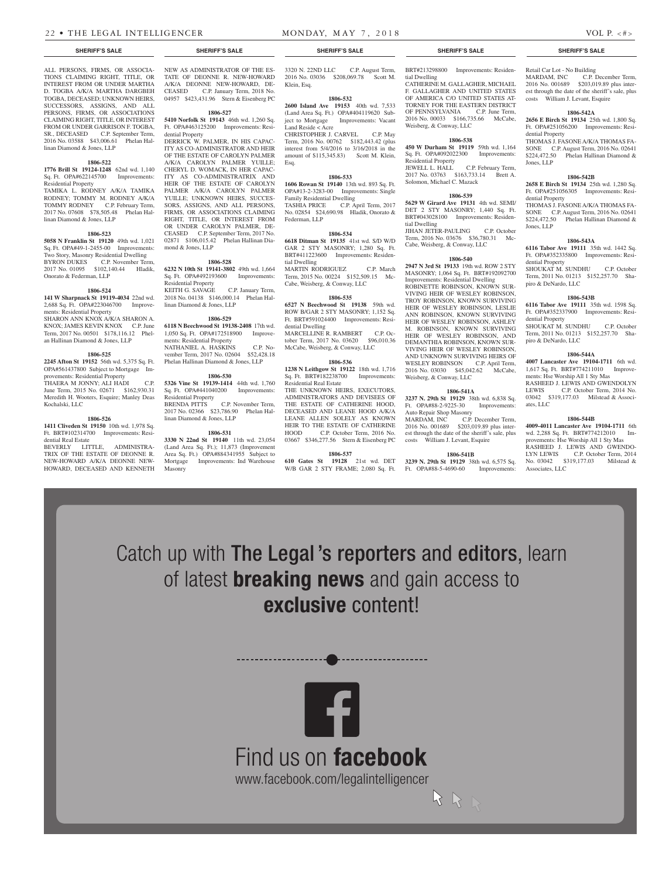## SHERIFF'S SALE

ALL PERSONS, FIRMS, OR ASSOCIATIONS CLAIMING RIGHT, TITLE, OR INTEREST FROM OR UNDER MARTHA D. TOGBA A/K/A MARTHA DARGBEH TOGBA, DECEASED; UNKNOWN HEIRS, SUCCESSORS, ASSIGNS, AND ALL PERSONS, FIRMS, OR ASSOCIATIONS CLAIMING RIGHT, TITLE, OR INTEREST FROM OR UNDER GARRISON F. TOGBA, SR., DECEASED C.P. September Term, 2016 No. 03588 $43,006.61 Phelan Hallinan Diamond & Jones, LLP

**1806-522**

**1776 Brill St 19124-1248** 62nd wd. 1,140 Sq. Ft. OPA#622145700 Improvements: Residential Property
TAMIKA L. RODNEY A/K/A TAMIKA RODNEY; TOMMY M. RODNEY A/K/A TOMMY RODNEY C.P. February Term, 2017 No. 07608 $78,505.48 Phelan Hallinan Diamond & Jones, LLP

**1806-523**

**5058 N Franklin St 19120** 49th wd. 1,021 Sq. Ft. OPA#49-1-2455-00 Improvements: Two Story, Masonry Residential Dwelling
BYRON DUKES C.P. November Term, 2017 No. 01095 $102,140.44 Hladik, Onorato & Federman, LLP

**1806-524**

**141 W Sharpnack St 19119-4034** 22nd wd. 2,688 Sq. Ft. OPA#223046700 Improvements: Residential Property
SHARON ANN KNOX A/K/A SHARON A. KNOX; JAMES KEVIN KNOX C.P. June Term, 2017 No. 00501 $178,116.12 Phelan Hallinan Diamond & Jones, LLP

**1806-525**

**2245 Afton St 19152** 56th wd. 5,375 Sq. Ft. OPA#561437800 Subject to Mortgage Improvements: Residential Property
THAERA M JONNY; ALI HADI C.P. June Term, 2015 No. 02671 $162,930.31 Meredith H. Wooters, Esquire; Manley Deas Kochalski, LLC

**1806-526**

**1411 Cliveden St 19150** 10th wd. 1,978 Sq. Ft. BRT#102314700 Improvements: Residential Real Estate
BEVERLY LITTLE, ADMINISTRATRIX OF THE ESTATE OF DEONNE R. NEW-HOWARD A/K/A DEONNE NEW-HOWARD, DECEASED AND KENNETH NEW AS ADMINISTRATOR OF THE ESTATE OF DEONNE R. NEW-HOWARD A/K/A DEONNE NEW-HOWARD, DECEASED C.P. January Term, 2018 No. 04957 $423,431.96 Stern & Eisenberg PC

**1806-527**

**5410 Norfolk St 19143** 46th wd. 1,260 Sq. Ft. OPA#463125200 Improvements: Residential Property
DERRICK W. PALMER, IN HIS CAPACITY AS CO-ADMINISTRATOR AND HEIR OF THE ESTATE OF CAROLYN PALMER A/K/A CAROLYN PALMER YUILLE; CHERYL D. WOMACK, IN HER CAPACITY AS CO-ADMINISTRATRIX AND HEIR OF THE ESTATE OF CAROLYN PALMER A/K/A CAROLYN PALMER YUILLE; UNKNOWN HEIRS, SUCCESSORS, ASSIGNS, AND ALL PERSONS, FIRMS, OR ASSOCIATIONS CLAIMING RIGHT, TITLE, OR INTEREST FROM OR UNDER CAROLYN PALMER, DECEASED C.P. September Term, 2017 No. 02871 $106,015.42 Phelan Hallinan Diamond & Jones, LLP

**1806-528**

**6232 N 10th St 19141-3802** 49th wd. 1,664 Sq. Ft. OPA#492193600 Improvements: Residential Property
KEITH G. SAVAGE C.P. January Term, 2018 No. 04138 $146,000.14 Phelan Hallinan Diamond & Jones, LLP

**1806-529**

**6118 N Beechwood St 19138-2408** 17th wd. 1,050 Sq. Ft. OPA#172518900 Improvements: Residential Property
NATHANIEL A. HASKINS C.P. November Term, 2017 No. 02604 $52,428.18 Phelan Hallinan Diamond & Jones, LLP

**1806-530**

**5326 Vine St 19139-1414** 44th wd. 1,760 Sq. Ft. OPA#441040200 Improvements: Residential Property
BRENDA PITTS C.P. November Term, 2017 No. 02366 $23,786.90 Phelan Hallinan Diamond & Jones, LLP

**1806-531**

**3330 N 22nd St 19140** 11th wd. 23,054 (Land Area Sq. Ft.); 11,873 (Improvement Area Sq. Ft.) OPA#884341955 Subject to Mortgage Improvements: Ind Warehouse Masonry
3320 N. 22ND LLC C.P. August Term, 2016 No. 03036 $208,069.78 Scott M. Klein, Esq.

**1806-532**

**2600 Island Ave 19153** 40th wd. 7,533 (Land Area Sq. Ft.) OPA#404119620 Subject to Mortgage Improvements: Vacant Land Reside < Acre
CHRISTOPHER J. CARVEL C.P. May Term, 2016 No. 00762 $182,443.42 (plus interest from 5/4/2016 to 3/16/2018 in the amount of $115,345.83) Scott M. Klein, Esq.

**1806-533**

**1606 Rowan St 19140** 13th wd. 893 Sq. Ft. OPA#13-2-3283-00 Improvements: Single Family Residential Dwelling
TASHIA PRICE C.P. April Term, 2017 No. 02854 $24,690.98 Hladik, Onorato & Federman, LLP

**1806-534**

**6618 Ditman St 19135** 41st wd. S/D W/D GAR 2 STY MASONRY; 1,280 Sq. Ft. BRT#411223600 Improvements: Residential Dwelling
MARTIN RODRIGUEZ C.P. March Term, 2015 No. 00224 $152,509.15 McCabe, Weisberg, & Conway, LLC

**1806-535**

**6527 N Beechwood St 19138** 59th wd. ROW B/GAR 2 STY MASONRY; 1,152 Sq. Ft. BRT#591024400 Improvements: Residential Dwelling
MARCELLINE R. RAMBERT C.P. October Term, 2017 No. 03620 $96,010.36 McCabe, Weisberg, & Conway, LLC

**1806-536**

**1238 N Leithgow St 19122** 18th wd. 1,716 Sq. Ft. BRT#182238700 Improvements: Residential Real Estate
THE UNKNOWN HEIRS, EXECUTORS, ADMINISTRATORS AND DEVISEES OF THE ESTATE OF CATHERINE HOOD, DECEASED AND LEANE HOOD A/K/A LEANE ALLEN SOLELY AS KNOWN HEIR TO THE ESTATE OF CATHERINE HOOD C.P. October Term, 2016 No. 03667 $346,277.56 Stern & Eisenberg PC

**1806-537**

**610 Gates St 19128** 21st wd. DET W/B GAR 2 STY FRAME; 2,080 Sq. Ft. BRT#213298800 Improvements: Residential Dwelling
CATHERINE M. GALLAGHER, MICHAEL F. GALLAGHER AND UNITED STATES OF AMERICA C/O UNITED STATES ATTORNEY FOR THE EASTERN DISTRICT OF PENNSYLVANIA C.P. June Term, 2016 No. 00033 $166,735.66 McCabe, Weisberg, & Conway, LLC

**1806-538**

**450 W Durham St 19119** 59th wd. 1,164 Sq. Ft. OPA#092022300 Improvements: Residential Property
JEWELL L. HALL C.P. February Term, 2017 No. 03763 $163,733.14 Brett A. Solomon, Michael C. Mazack

**1806-539**

**5629 W Girard Ave 19131** 4th wd. SEMI/DET 2 STY MASONRY; 1,440 Sq. Ft. BRT#043028100 Improvements: Residential Dwelling
JIHAN JETER-PAULING C.P. October Term, 2016 No. 03676 $36,780.31 McCabe, Weisberg, & Conway, LLC

**1806-540**

**2947 N 3rd St 19133** 19th wd. ROW 2 STY MASONRY; 1,064 Sq. Ft. BRT#192092700 Improvements: Residential Dwelling
ROBINETTE ROBINSON, KNOWN SURVIVING HEIR OF WESLEY ROBINSON, TROY ROBINSON, KNOWN SURVIVING HEIR OF WESLEY ROBINSON, LESLIE ANN ROBINSON, KNOWN SURVIVING HEIR OF WESLEY ROBINSON, ASHLEY M. ROBINSON, KNOWN SURVIVING HEIR OF WESLEY ROBINSON, AND DEMANTHIA ROBINSON, KNOWN SURVIVING HEIR OF WESLEY ROBINSON, AND UNKNOWN SURVIVING HEIRS OF WESLEY ROBINSON C.P. April Term, 2016 No. 03030 $45,042.62 McCabe, Weisberg, & Conway, LLC

**1806-541A**

**3237 N. 29th St 19129** 38th wd. 6,838 Sq. Ft. OPA#88-2-9225-30 Improvements: Auto Repair Shop Masonry
MARDAM, INC C.P. December Term, 2016 No. 001689 $203,019.89 plus interest through the date of the sheriff's sale, plus costs William J. Levant, Esquire

**1806-541B**

**3239 N. 29th St 19129** 38th wd. 6,575 Sq. Ft. OPA#88-5-4690-60 Improvements: Retail Car Lot - No Building
MARDAM, INC C.P. December Term, 2016 No. 001689 $203,019.89 plus interest through the date of the sheriff's sale, plus costs William J. Levant, Esquire

**1806-542A**

**2656 E Birch St 19134** 25th wd. 1,800 Sq. Ft. OPA#251056200 Improvements: Residential Property
THOMAS J. FASONE A/K/A THOMAS FASONE C.P. August Term, 2016 No. 02641 $224,472.50 Phelan Hallinan Diamond & Jones, LLP

**1806-542B**

**2658 E Birch St 19134** 25th wd. 1,280 Sq. Ft. OPA#251056305 Improvements: Residential Property
THOMAS J. FASONE A/K/A THOMAS FASONE C.P. August Term, 2016 No. 02641 $224,472.50 Phelan Hallinan Diamond & Jones, LLP

**1806-543A**

**6116 Tabor Ave 19111** 35th wd. 1442 Sq. Ft. OPA#352335800 Improvements: Residential Property
SHOUKAT M. SUNDHU C.P. October Term, 2011 No. 01213 $152,257.70 Shapiro & DeNardo, LLC

**1806-543B**

**6116 Tabor Ave 19111** 35th wd. 1598 Sq. Ft. OPA#352337900 Improvements: Residential Property
SHOUKAT M. SUNDHU C.P. October Term, 2011 No. 01213 $152,257.70 Shapiro & DeNardo, LLC

**1806-544A**

**4007 Lancaster Ave 19104-1711** 6th wd. 1,617 Sq. Ft. BRT#774211010 Improvements: Hse Worship All 1 Sty Mas
RASHEED J. LEWIS AND GWENDOLYN LEWIS C.P. October Term, 2014 No. 03042 $319,177.03 Milstead & Associates, LLC

**1806-544B**

**4009-4011 Lancaster Ave 19104-1711** 6th wd. 2,288 Sq. Ft. BRT#774212010 Improvements: Hse Worship All 1 Sty Mas
RASHEED J. LEWIS AND GWENDOLYN LEWIS C.P. October Term, 2014 No. 03042 $319,177.03 Milstead & Associates, LLC

---

Catch up with **The Legal's reporters** and **editors**, learn of latest **breaking news** and gain access to **exclusive** content!

Find us on **facebook**

www.facebook.com/legalintelligencer